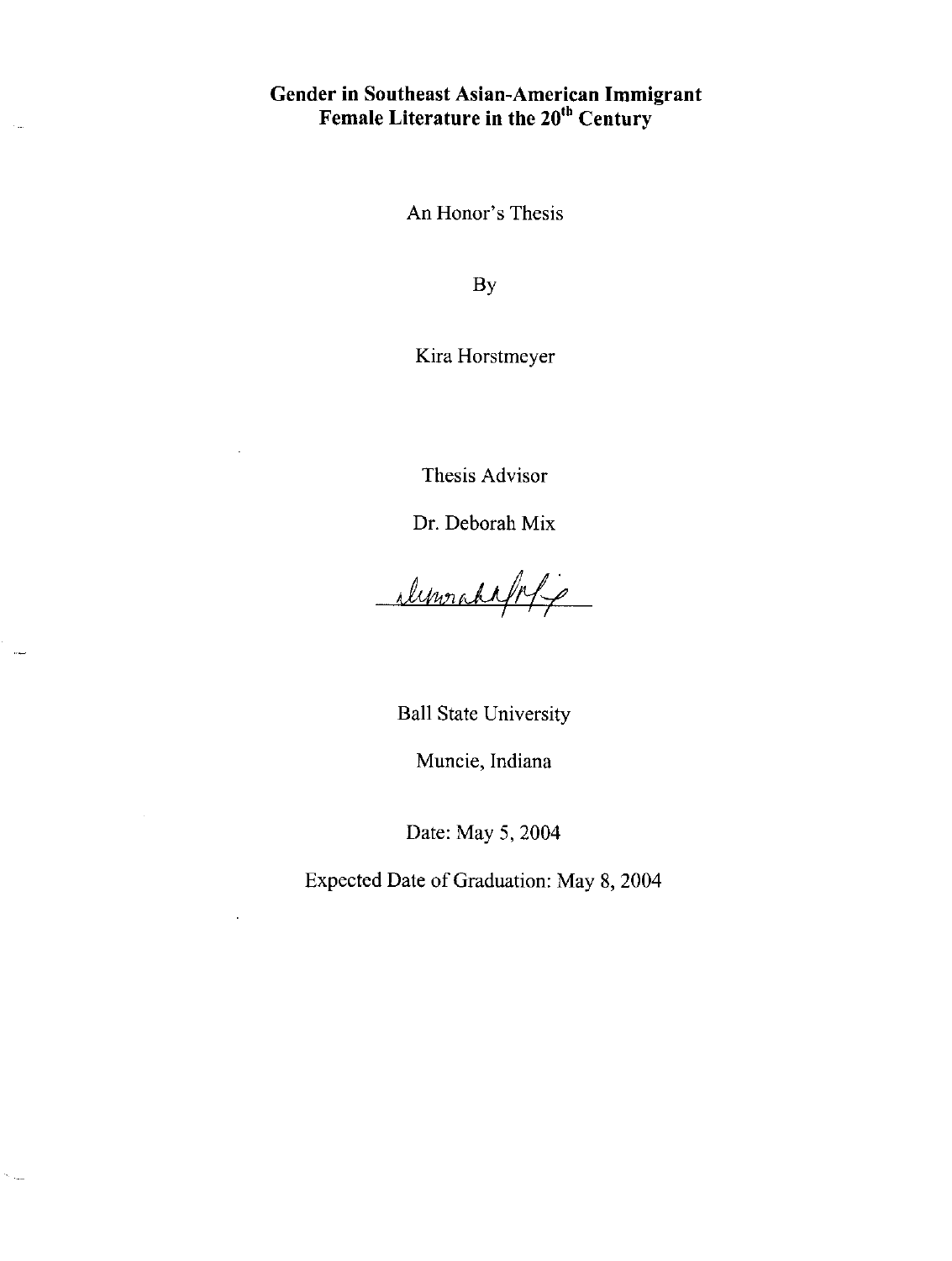# Gender in Southeast Asian-American Immigrant Female Literature in the 20th Century

An Honor's Thesis

By

Kira Horstmeyer

Thesis Advisor

Dr. Deborah Mix

Ball State University

Muncie, Indiana

Date: May 5, 2004

Expected Date of Graduation: May 8, 2004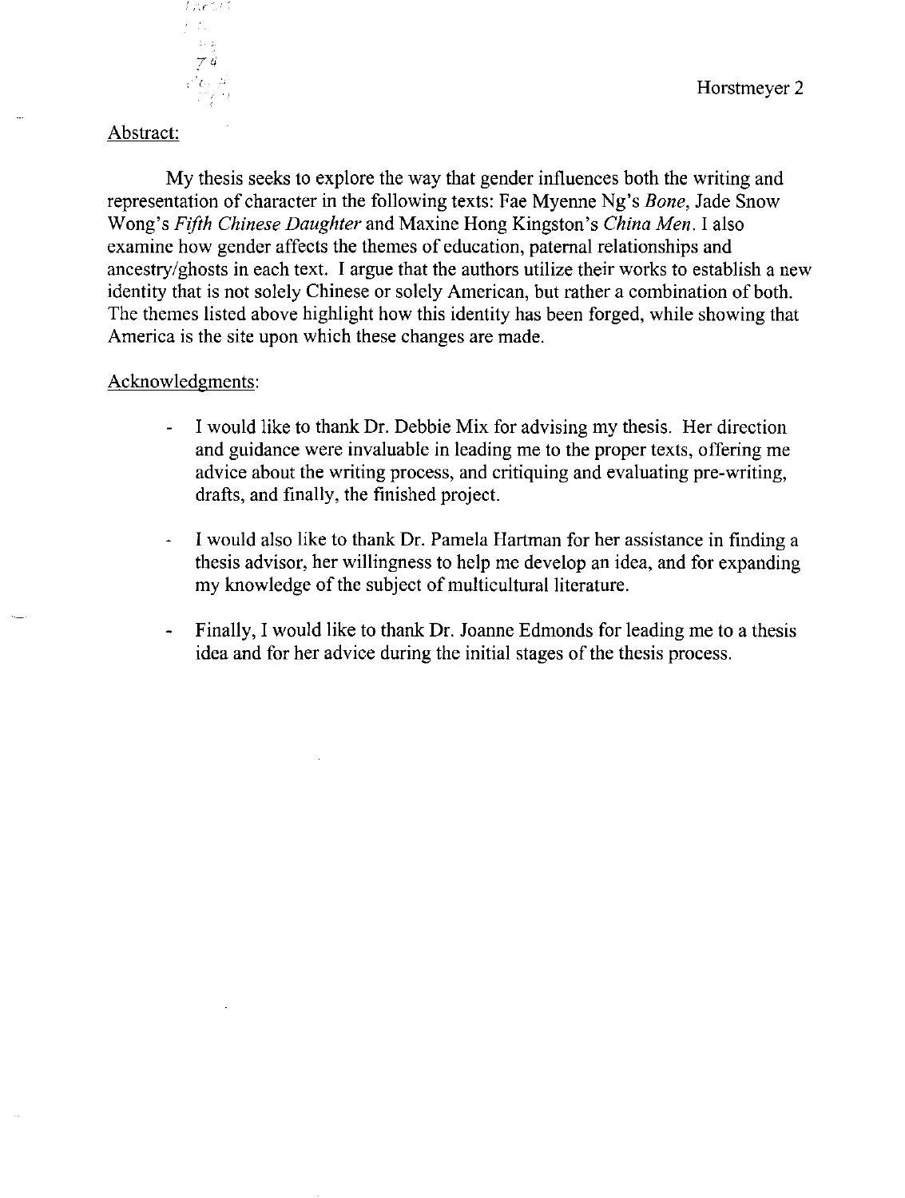Abstract:

My thesis seeks to explore the way that gender influences both the writing and representation of character in the following texts: Fae Myenne Ng's *Bone*, Jade Snow Wong's *Fifth Chinese Daughter* and Maxine Hong Kingston's *China Men*. I also examine how gender affects the themes of education, paternal relationships and ancestry/ghosts in each text. I argue that the authors utilize their works to establish a new identity that is not solely Chinese or solely American, but rather a combination of both. The themes listed above highlight how this identity has been forged, while showing that America is the site upon which these changes are made.

Acknowledgments:

- I would like to thank Dr. Debbie Mix for advising my thesis. Her direction and guidance were invaluable in leading me to the proper texts, offering me advice about the writing process, and critiquing and evaluating pre-writing, drafts, and finally, the finished project.

- I would also like to thank Dr. Pamela Hartman for her assistance in finding a thesis advisor, her willingness to help me develop an idea, and for expanding my knowledge of the subject of multicultural literature.

- Finally, I would like to thank Dr. Joanne Edmonds for leading me to a thesis idea and for her advice during the initial stages of the thesis process.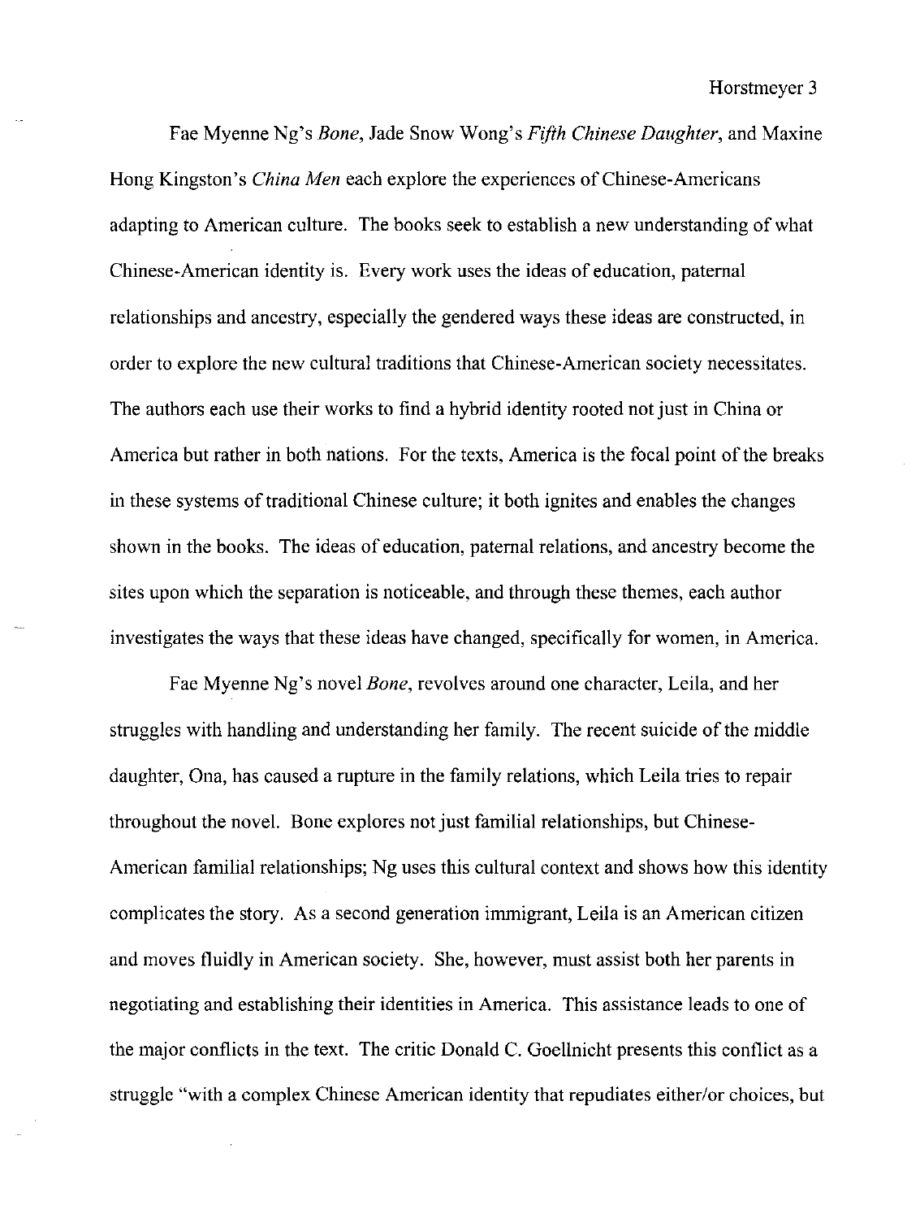Fae Myenne Ng's *Bone*, Jade Snow Wong's *Fifth Chinese Daughter*, and Maxine Hong Kingston's *China Men* each explore the experiences of Chinese-Americans adapting to American culture. The books seek to establish a new understanding of what Chinese-American identity is. Every work uses the ideas of education, paternal relationships and ancestry, especially the gendered ways these ideas are constructed, in order to explore the new cultural traditions that Chinese-American society necessitates. The authors each use their works to find a hybrid identity rooted not just in China or America but rather in both nations. For the texts, America is the focal point of the breaks in these systems of traditional Chinese culture; it both ignites and enables the changes shown in the books. The ideas of education, paternal relations, and ancestry become the sites upon which the separation is noticeable, and through these themes, each author investigates the ways that these ideas have changed, specifically for women, in America.

Fae Myenne Ng's novel *Bone*, revolves around one character, Leila, and her struggles with handling and understanding her family. The recent suicide of the middle daughter, Ona, has caused a rupture in the family relations, which Leila tries to repair throughout the novel. Bone explores not just familial relationships, but Chinese-American familial relationships; Ng uses this cultural context and shows how this identity complicates the story. As a second generation immigrant, Leila is an American citizen and moves fluidly in American society. She, however, must assist both her parents in negotiating and establishing their identities in America. This assistance leads to one of the major conflicts in the text. The critic Donald C. Goellnicht presents this conflict as a struggle "with a complex Chinese American identity that repudiates either/or choices, but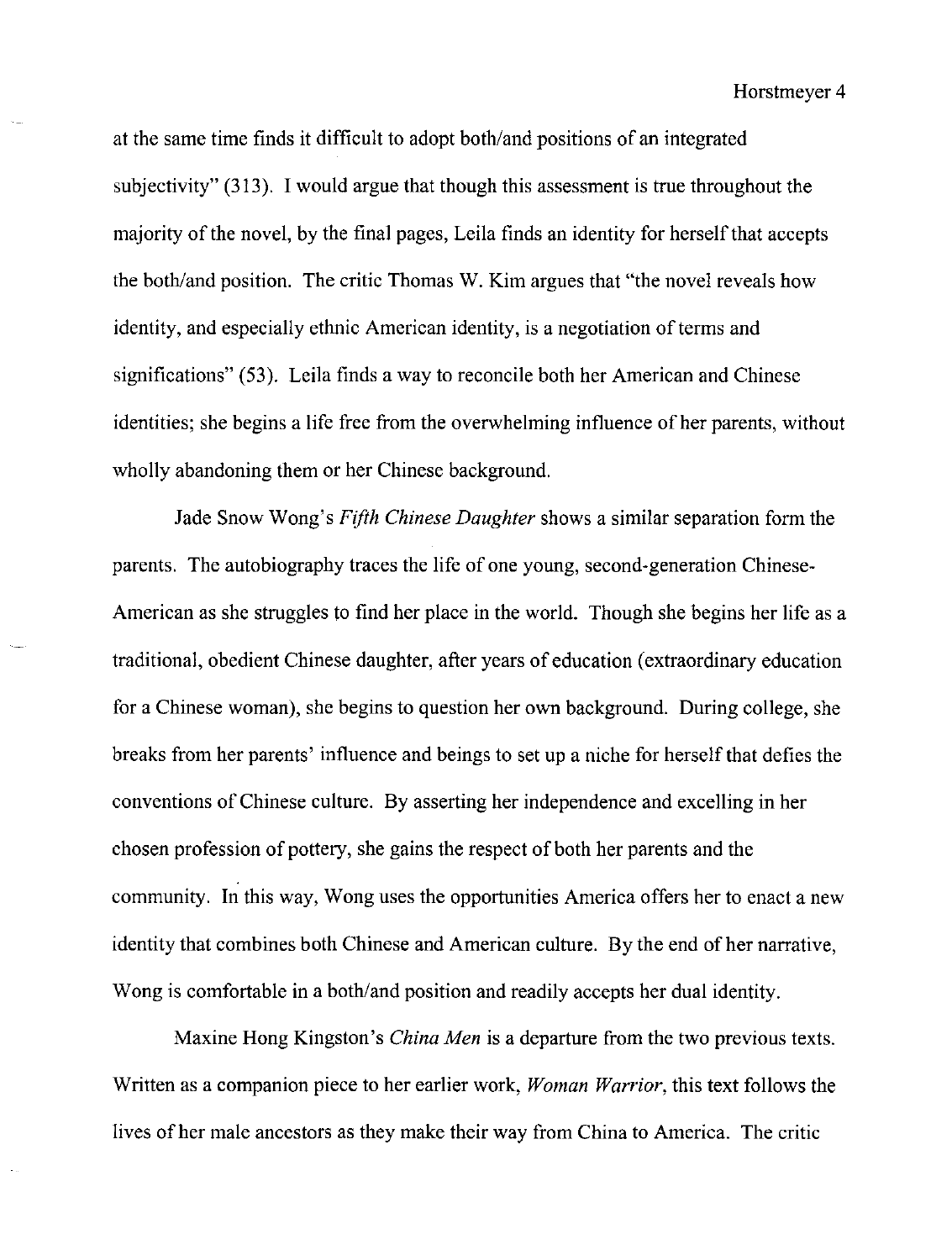at the same time finds it difficult to adopt both/and positions of an integrated subjectivity" (313). I would argue that though this assessment is true throughout the majority of the novel, by the final pages, Leila finds an identity for herself that accepts the both/and position. The critic Thomas W. Kim argues that "the novel reveals how identity, and especially ethnic American identity, is a negotiation of terms and significations" (53). Leila finds a way to reconcile both her American and Chinese identities; she begins a life free from the overwhelming influence of her parents, without wholly abandoning them or her Chinese background.

Jade Snow Wong's *Fifth Chinese Daughter* shows a similar separation form the parents. The autobiography traces the life of one young, second-generation Chinese-American as she struggles to find her place in the world. Though she begins her life as a traditional, obedient Chinese daughter, after years of education (extraordinary education for a Chinese woman), she begins to question her own background. During college, she breaks from her parents' influence and beings to set up a niche for herself that defies the conventions of Chinese culture. By asserting her independence and excelling in her chosen profession of pottery, she gains the respect of both her parents and the community. In this way, Wong uses the opportunities America offers her to enact a new identity that combines both Chinese and American culture. By the end of her narrative, Wong is comfortable in a both/and position and readily accepts her dual identity.

Maxine Hong Kingston's *China Men* is a departure from the two previous texts. Written as a companion piece to her earlier work, *Woman Warrior*, this text follows the lives of her male ancestors as they make their way from China to America. The critic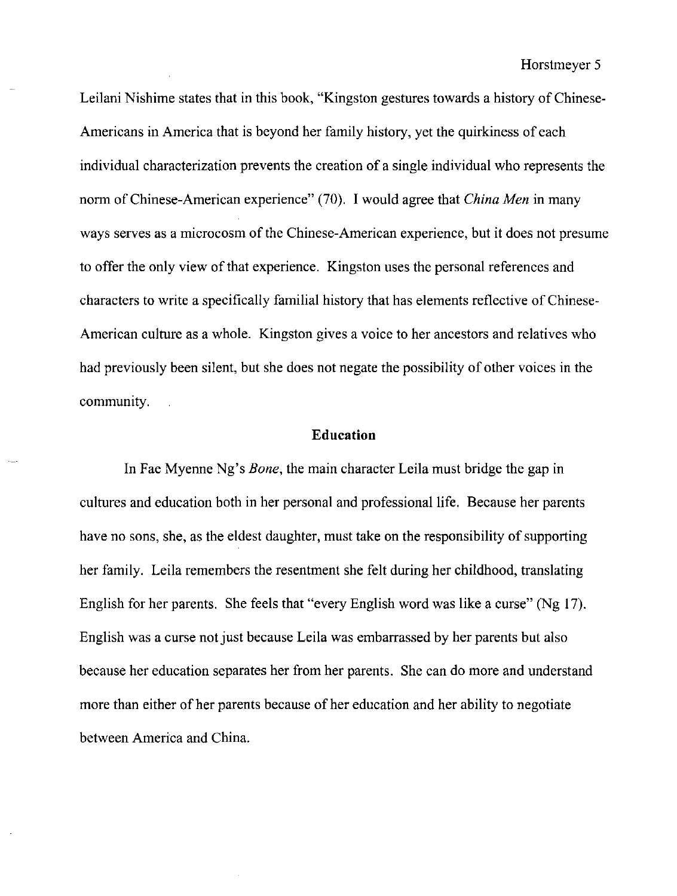Leilani Nishime states that in this book, "Kingston gestures towards a history of Chinese-Americans in America that is beyond her family history, yet the quirkiness of each individual characterization prevents the creation of a single individual who represents the norm of Chinese-American experience" (70). I would agree that *China Men* in many ways serves as a microcosm of the Chinese-American experience, but it does not presume to offer the only view of that experience. Kingston uses the personal references and characters to write a specifically familial history that has elements reflective of Chinese-American culture as a whole. Kingston gives a voice to her ancestors and relatives who had previously been silent, but she does not negate the possibility of other voices in the community.

## Education

In Fae Myenne Ng's *Bone*, the main character Leila must bridge the gap in cultures and education both in her personal and professional life. Because her parents have no sons, she, as the eldest daughter, must take on the responsibility of supporting her family. Leila remembers the resentment she felt during her childhood, translating English for her parents. She feels that "every English word was like a curse" (Ng 17). English was a curse not just because Leila was embarrassed by her parents but also because her education separates her from her parents. She can do more and understand more than either of her parents because of her education and her ability to negotiate between America and China.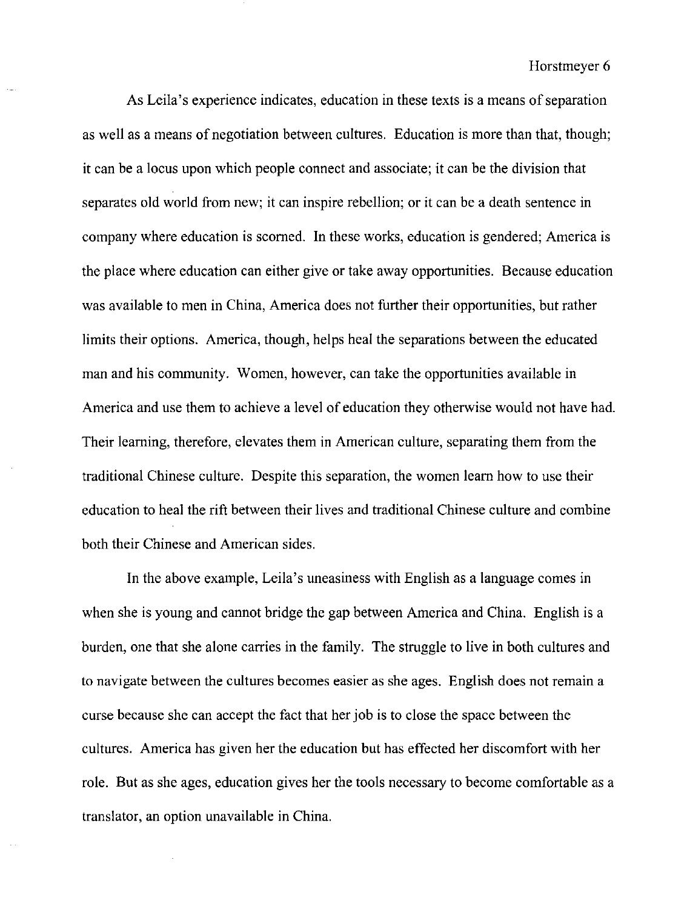As Leila's experience indicates, education in these texts is a means of separation as well as a means of negotiation between cultures. Education is more than that, though; it can be a locus upon which people connect and associate; it can be the division that separates old world from new; it can inspire rebellion; or it can be a death sentence in company where education is scorned. In these works, education is gendered; America is the place where education can either give or take away opportunities. Because education was available to men in China, America does not further their opportunities, but rather limits their options. America, though, helps heal the separations between the educated man and his community. Women, however, can take the opportunities available in America and use them to achieve a level of education they otherwise would not have had. Their learning, therefore, elevates them in American culture, separating them from the traditional Chinese culture. Despite this separation, the women learn how to use their education to heal the rift between their lives and traditional Chinese culture and combine both their Chinese and American sides.

In the above example, Leila's uneasiness with English as a language comes in when she is young and cannot bridge the gap between America and China. English is a burden, one that she alone carries in the family. The struggle to live in both cultures and to navigate between the cultures becomes easier as she ages. English does not remain a curse because she can accept the fact that her job is to close the space between the cultures. America has given her the education but has effected her discomfort with her role. But as she ages, education gives her the tools necessary to become comfortable as a translator, an option unavailable in China.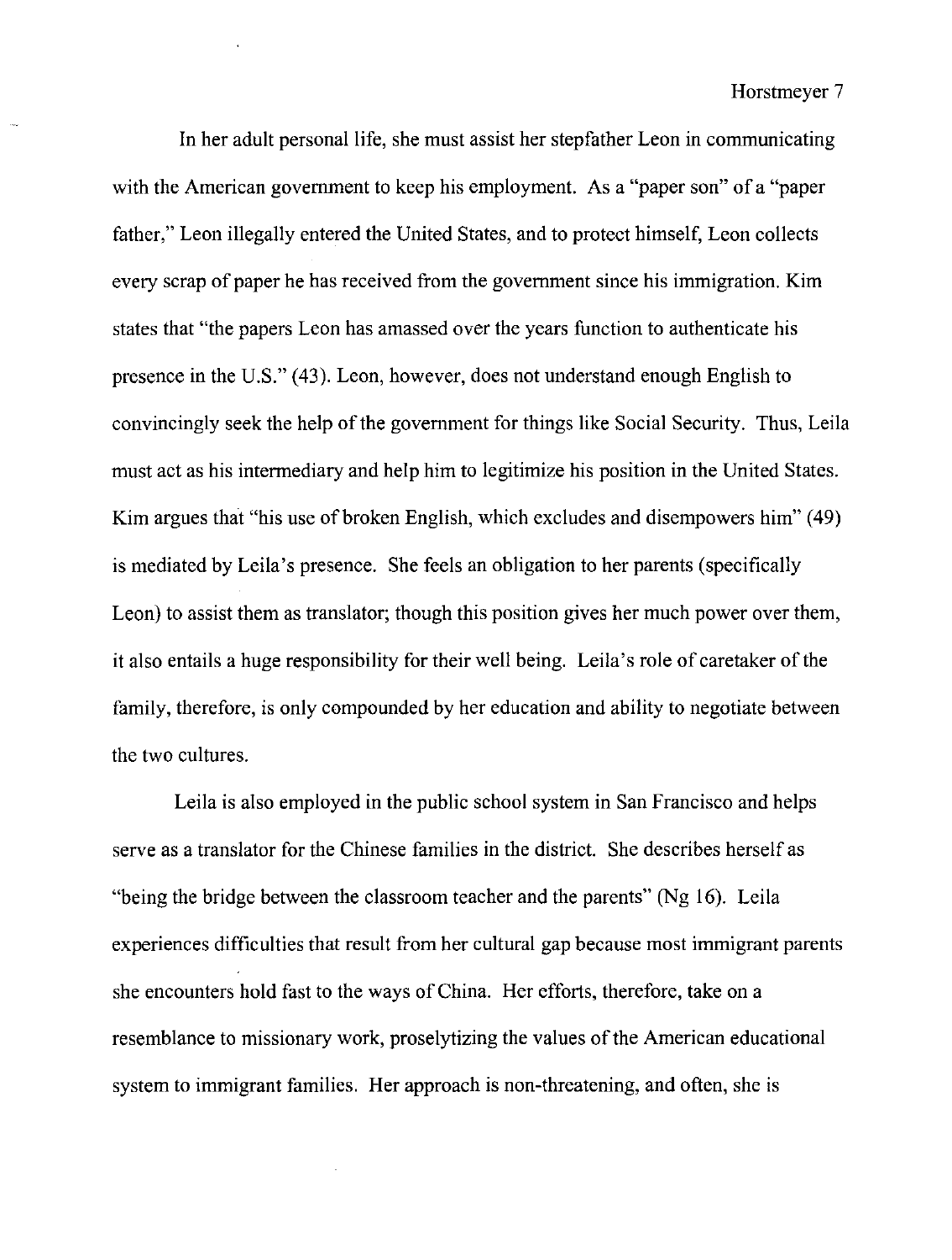In her adult personal life, she must assist her stepfather Leon in communicating with the American government to keep his employment. As a "paper son" of a "paper father," Leon illegally entered the United States, and to protect himself, Leon collects every scrap of paper he has received from the government since his immigration. Kim states that "the papers Leon has amassed over the years function to authenticate his presence in the U.S." (43). Leon, however, does not understand enough English to convincingly seek the help of the government for things like Social Security. Thus, Leila must act as his intermediary and help him to legitimize his position in the United States. Kim argues that "his use of broken English, which excludes and disempowers him" (49) is mediated by Leila's presence. She feels an obligation to her parents (specifically Leon) to assist them as translator; though this position gives her much power over them, it also entails a huge responsibility for their well being. Leila's role of caretaker of the family, therefore, is only compounded by her education and ability to negotiate between the two cultures.

Leila is also employed in the public school system in San Francisco and helps serve as a translator for the Chinese families in the district. She describes herself as "being the bridge between the classroom teacher and the parents" (Ng 16). Leila experiences difficulties that result from her cultural gap because most immigrant parents she encounters hold fast to the ways of China. Her efforts, therefore, take on a resemblance to missionary work, proselytizing the values of the American educational system to immigrant families. Her approach is non-threatening, and often, she is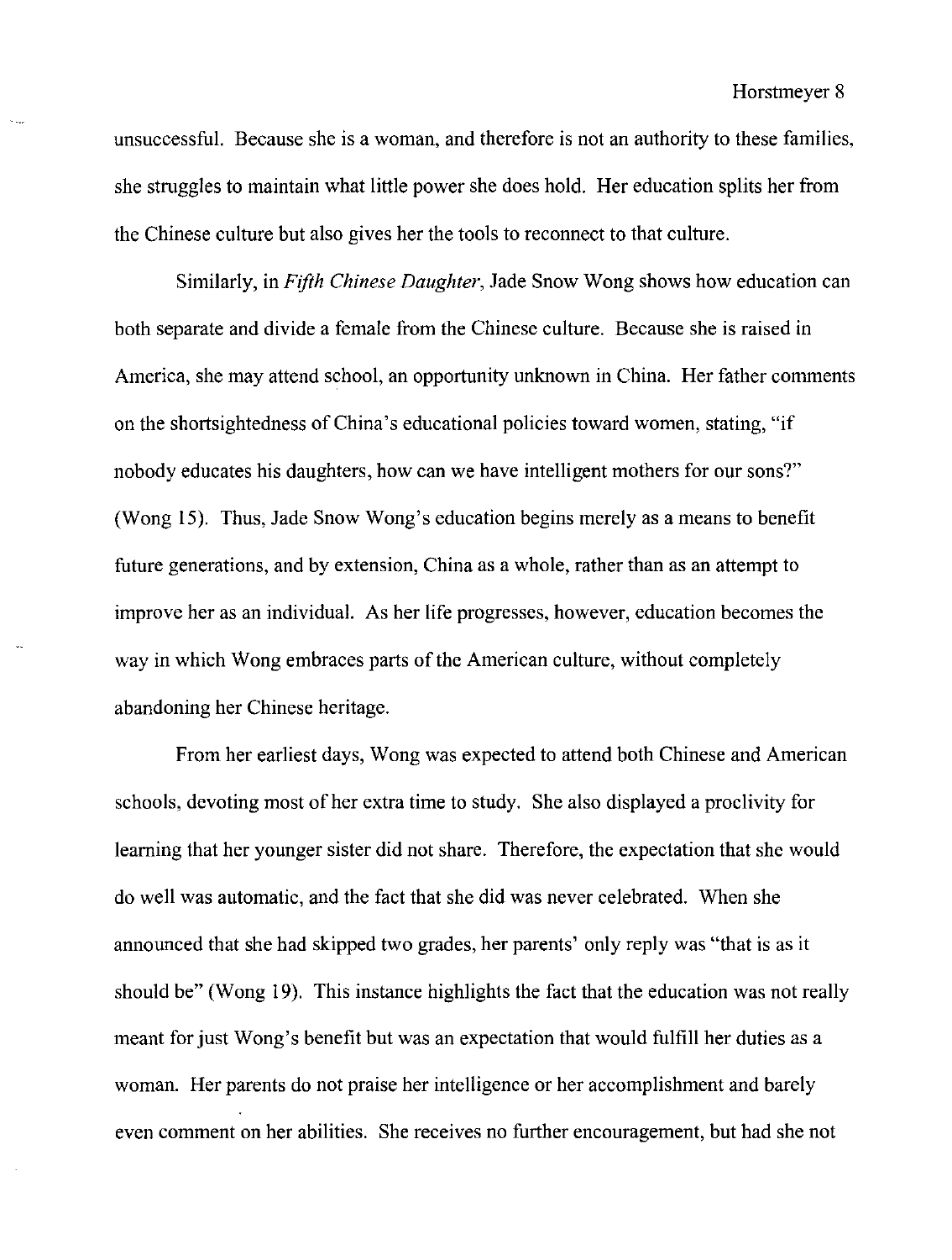unsuccessful. Because she is a woman, and therefore is not an authority to these families, she struggles to maintain what little power she does hold. Her education splits her from the Chinese culture but also gives her the tools to reconnect to that culture.

Similarly, in *Fifth Chinese Daughter*, Jade Snow Wong shows how education can both separate and divide a female from the Chinese culture. Because she is raised in America, she may attend school, an opportunity unknown in China. Her father comments on the shortsightedness of China's educational policies toward women, stating, "if nobody educates his daughters, how can we have intelligent mothers for our sons?" (Wong 15). Thus, Jade Snow Wong's education begins merely as a means to benefit future generations, and by extension, China as a whole, rather than as an attempt to improve her as an individual. As her life progresses, however, education becomes the way in which Wong embraces parts of the American culture, without completely abandoning her Chinese heritage.

From her earliest days, Wong was expected to attend both Chinese and American schools, devoting most of her extra time to study. She also displayed a proclivity for learning that her younger sister did not share. Therefore, the expectation that she would do well was automatic, and the fact that she did was never celebrated. When she announced that she had skipped two grades, her parents' only reply was "that is as it should be" (Wong 19). This instance highlights the fact that the education was not really meant for just Wong's benefit but was an expectation that would fulfill her duties as a woman. Her parents do not praise her intelligence or her accomplishment and barely even comment on her abilities. She receives no further encouragement, but had she not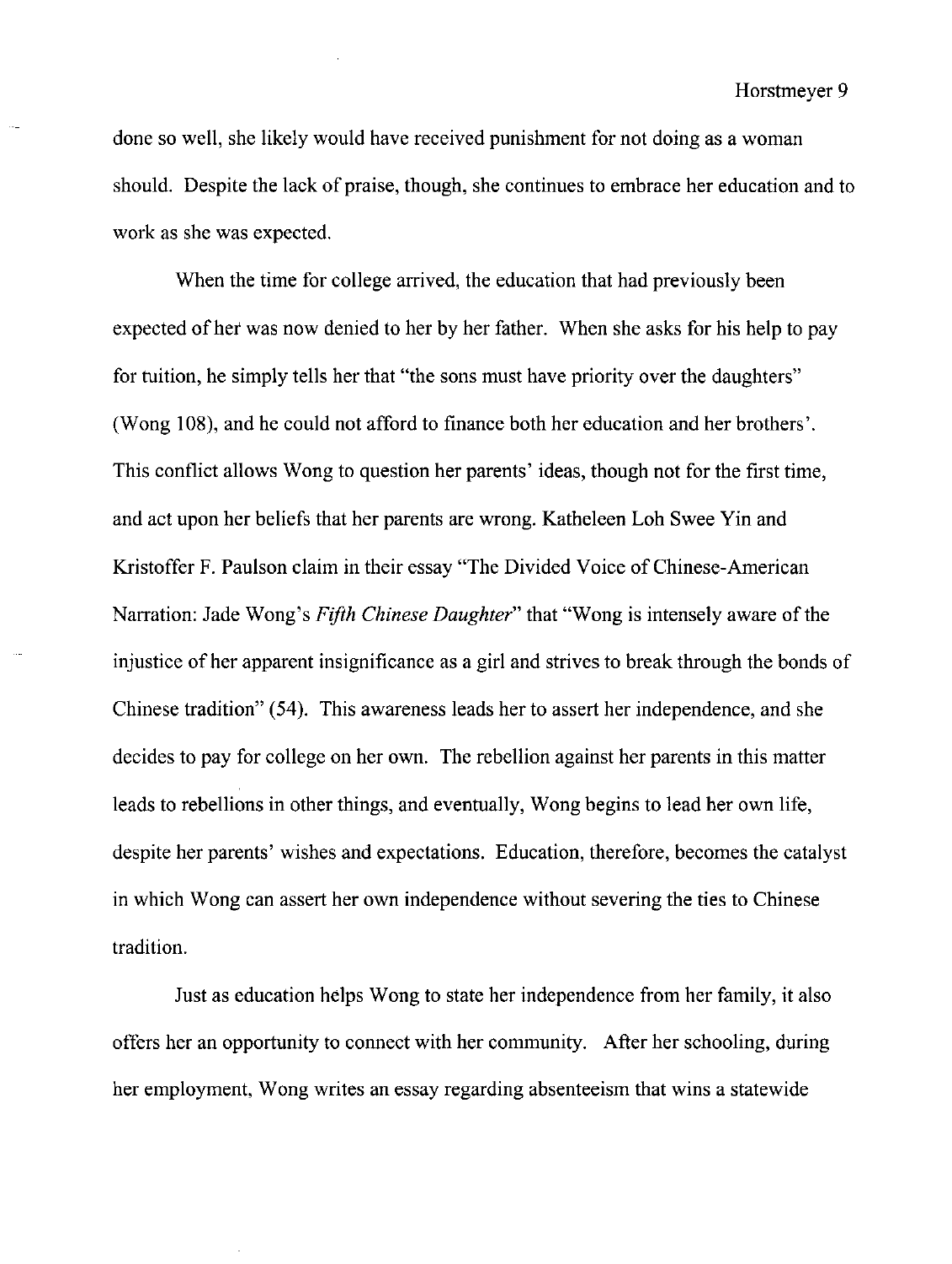done so well, she likely would have received punishment for not doing as a woman should. Despite the lack of praise, though, she continues to embrace her education and to work as she was expected.

When the time for college arrived, the education that had previously been expected of her was now denied to her by her father. When she asks for his help to pay for tuition, he simply tells her that "the sons must have priority over the daughters" (Wong 108), and he could not afford to finance both her education and her brothers'. This conflict allows Wong to question her parents' ideas, though not for the first time, and act upon her beliefs that her parents are wrong. Katheleen Loh Swee Yin and Kristoffer F. Paulson claim in their essay "The Divided Voice of Chinese-American Narration: Jade Wong's *Fifth Chinese Daughter*" that "Wong is intensely aware of the injustice of her apparent insignificance as a girl and strives to break through the bonds of Chinese tradition" (54). This awareness leads her to assert her independence, and she decides to pay for college on her own. The rebellion against her parents in this matter leads to rebellions in other things, and eventually, Wong begins to lead her own life, despite her parents' wishes and expectations. Education, therefore, becomes the catalyst in which Wong can assert her own independence without severing the ties to Chinese tradition.

Just as education helps Wong to state her independence from her family, it also offers her an opportunity to connect with her community. After her schooling, during her employment, Wong writes an essay regarding absenteeism that wins a statewide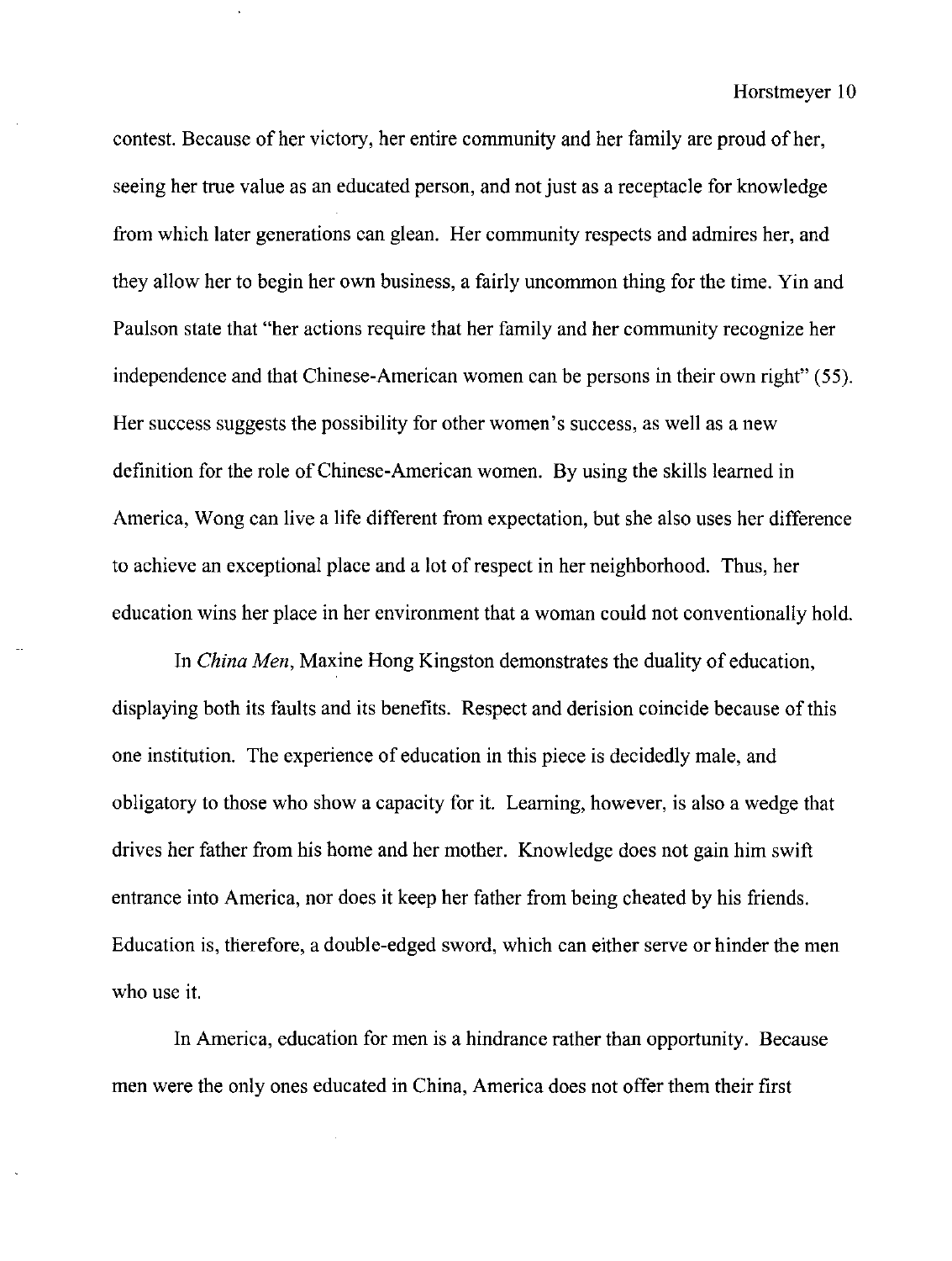contest. Because of her victory, her entire community and her family are proud of her, seeing her true value as an educated person, and not just as a receptacle for knowledge from which later generations can glean. Her community respects and admires her, and they allow her to begin her own business, a fairly uncommon thing for the time. Yin and Paulson state that "her actions require that her family and her community recognize her independence and that Chinese-American women can be persons in their own right" (55). Her success suggests the possibility for other women's success, as well as a new definition for the role of Chinese-American women. By using the skills learned in America, Wong can live a life different from expectation, but she also uses her difference to achieve an exceptional place and a lot of respect in her neighborhood. Thus, her education wins her place in her environment that a woman could not conventionally hold.

In *China Men*, Maxine Hong Kingston demonstrates the duality of education, displaying both its faults and its benefits. Respect and derision coincide because of this one institution. The experience of education in this piece is decidedly male, and obligatory to those who show a capacity for it. Learning, however, is also a wedge that drives her father from his home and her mother. Knowledge does not gain him swift entrance into America, nor does it keep her father from being cheated by his friends. Education is, therefore, a double-edged sword, which can either serve or hinder the men who use it.

In America, education for men is a hindrance rather than opportunity. Because men were the only ones educated in China, America does not offer them their first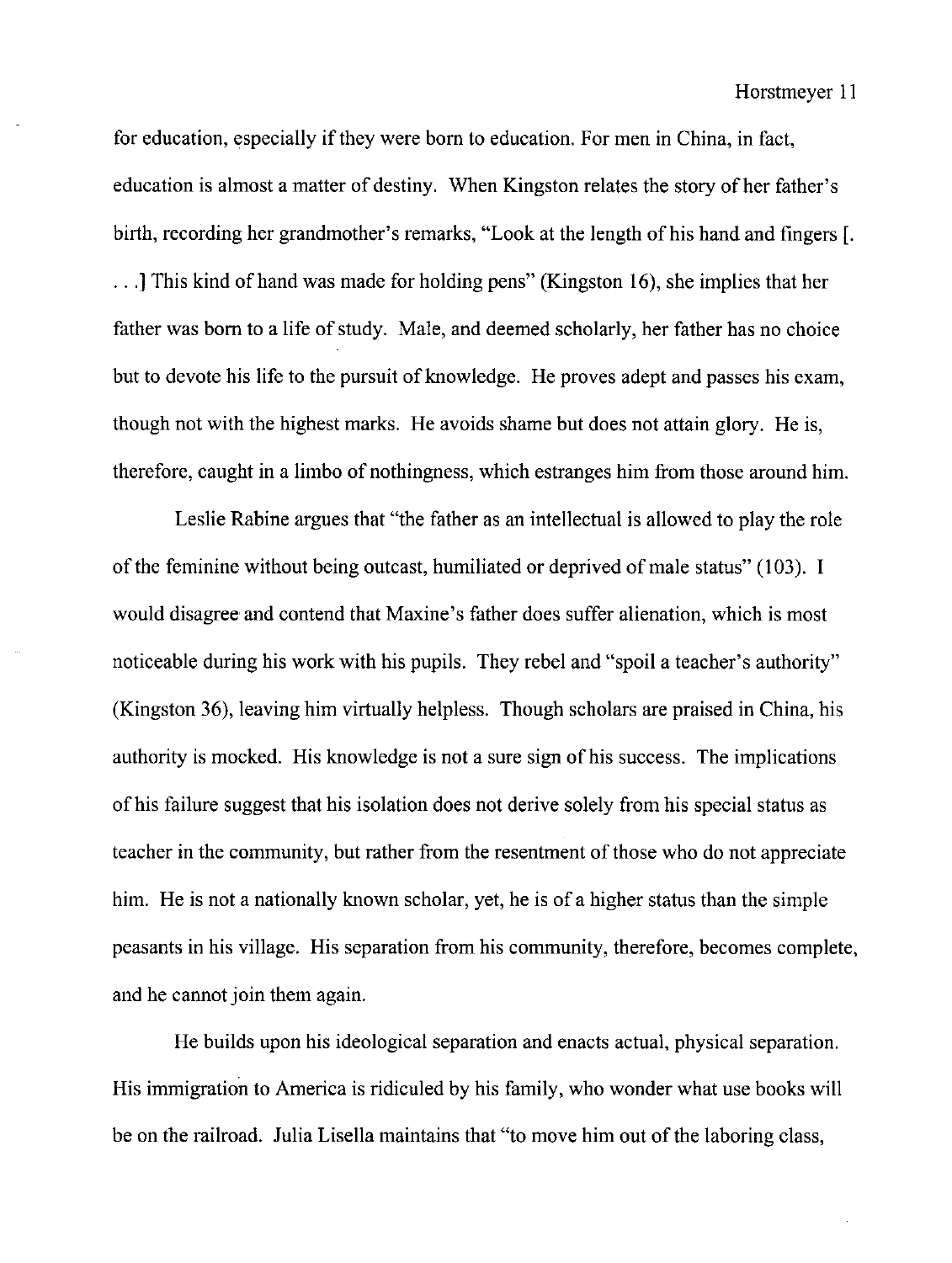for education, especially if they were born to education. For men in China, in fact, education is almost a matter of destiny. When Kingston relates the story of her father's birth, recording her grandmother's remarks, "Look at the length of his hand and fingers [. . . .] This kind of hand was made for holding pens" (Kingston 16), she implies that her father was born to a life of study. Male, and deemed scholarly, her father has no choice but to devote his life to the pursuit of knowledge. He proves adept and passes his exam, though not with the highest marks. He avoids shame but does not attain glory. He is, therefore, caught in a limbo of nothingness, which estranges him from those around him.

Leslie Rabine argues that "the father as an intellectual is allowed to play the role of the feminine without being outcast, humiliated or deprived of male status" (103). I would disagree and contend that Maxine's father does suffer alienation, which is most noticeable during his work with his pupils. They rebel and "spoil a teacher's authority" (Kingston 36), leaving him virtually helpless. Though scholars are praised in China, his authority is mocked. His knowledge is not a sure sign of his success. The implications of his failure suggest that his isolation does not derive solely from his special status as teacher in the community, but rather from the resentment of those who do not appreciate him. He is not a nationally known scholar, yet, he is of a higher status than the simple peasants in his village. His separation from his community, therefore, becomes complete, and he cannot join them again.

He builds upon his ideological separation and enacts actual, physical separation. His immigration to America is ridiculed by his family, who wonder what use books will be on the railroad. Julia Lisella maintains that "to move him out of the laboring class,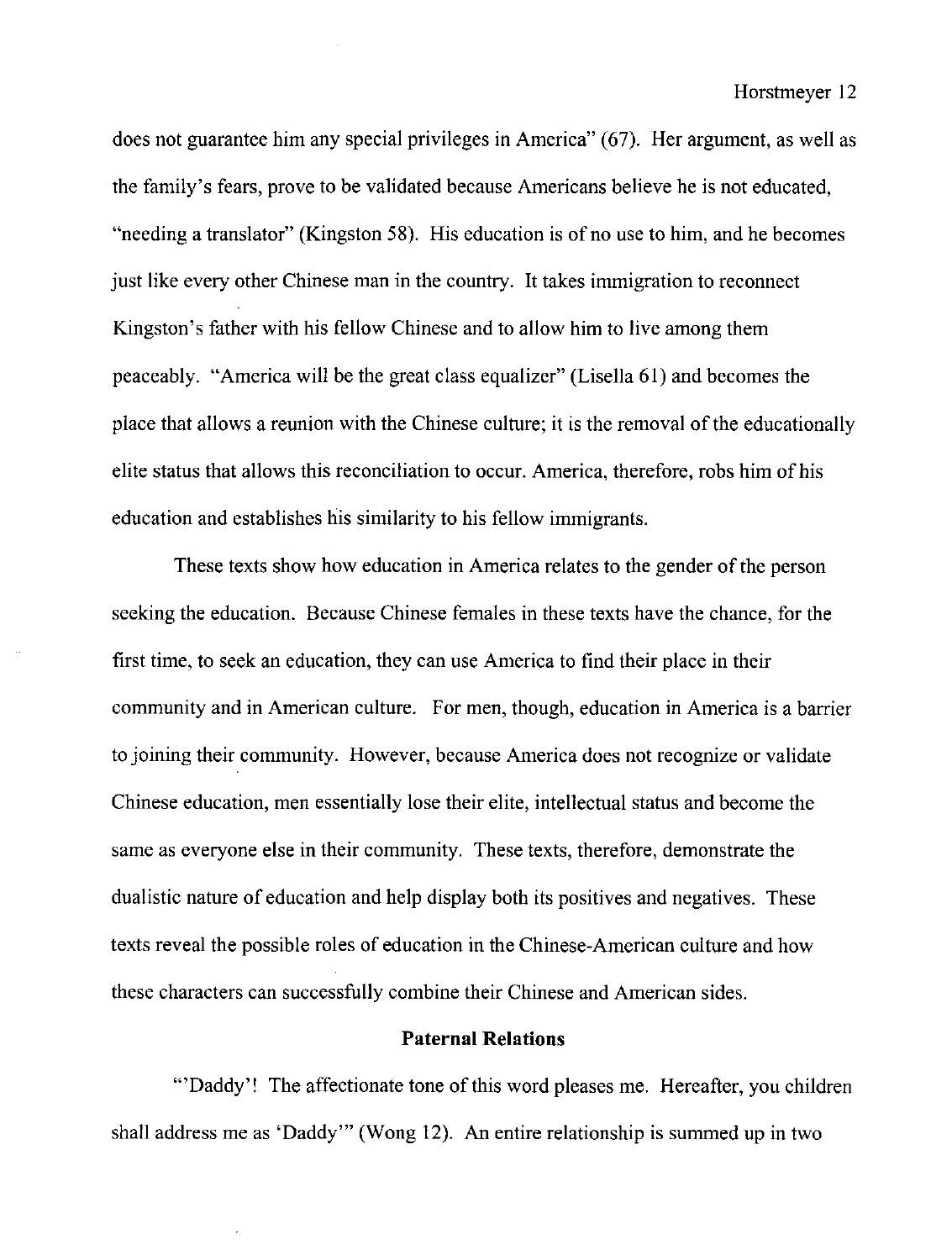does not guarantee him any special privileges in America" (67). Her argument, as well as the family's fears, prove to be validated because Americans believe he is not educated, "needing a translator" (Kingston 58). His education is of no use to him, and he becomes just like every other Chinese man in the country. It takes immigration to reconnect Kingston's father with his fellow Chinese and to allow him to live among them peaceably. "America will be the great class equalizer" (Lisella 61) and becomes the place that allows a reunion with the Chinese culture; it is the removal of the educationally elite status that allows this reconciliation to occur. America, therefore, robs him of his education and establishes his similarity to his fellow immigrants.

These texts show how education in America relates to the gender of the person seeking the education. Because Chinese females in these texts have the chance, for the first time, to seek an education, they can use America to find their place in their community and in American culture. For men, though, education in America is a barrier to joining their community. However, because America does not recognize or validate Chinese education, men essentially lose their elite, intellectual status and become the same as everyone else in their community. These texts, therefore, demonstrate the dualistic nature of education and help display both its positives and negatives. These texts reveal the possible roles of education in the Chinese-American culture and how these characters can successfully combine their Chinese and American sides.

**Paternal Relations**

"'Daddy'! The affectionate tone of this word pleases me. Hereafter, you children shall address me as 'Daddy'" (Wong 12). An entire relationship is summed up in two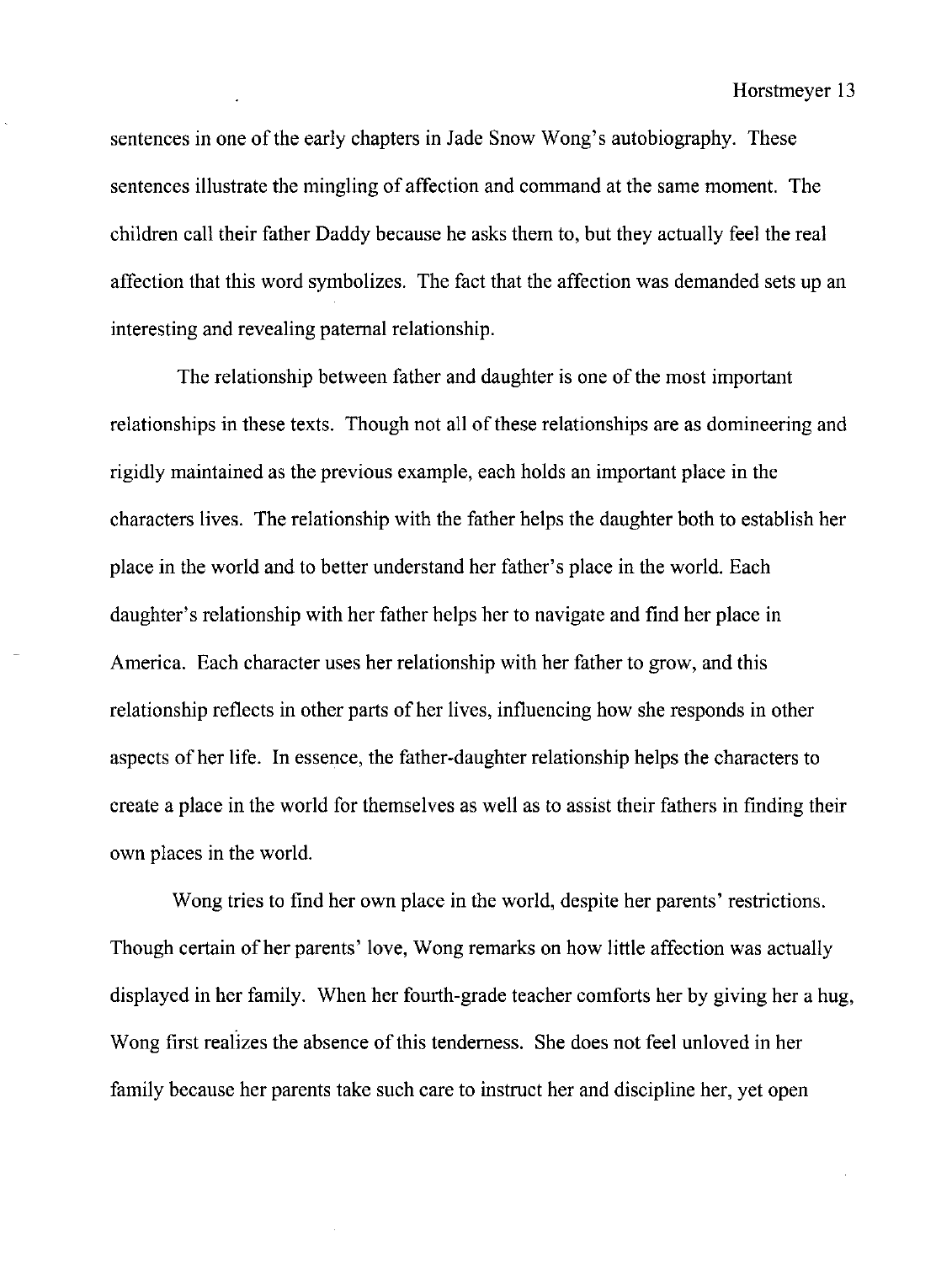sentences in one of the early chapters in Jade Snow Wong's autobiography. These sentences illustrate the mingling of affection and command at the same moment. The children call their father Daddy because he asks them to, but they actually feel the real affection that this word symbolizes. The fact that the affection was demanded sets up an interesting and revealing paternal relationship.

The relationship between father and daughter is one of the most important relationships in these texts. Though not all of these relationships are as domineering and rigidly maintained as the previous example, each holds an important place in the characters lives. The relationship with the father helps the daughter both to establish her place in the world and to better understand her father's place in the world. Each daughter's relationship with her father helps her to navigate and find her place in America. Each character uses her relationship with her father to grow, and this relationship reflects in other parts of her lives, influencing how she responds in other aspects of her life. In essence, the father-daughter relationship helps the characters to create a place in the world for themselves as well as to assist their fathers in finding their own places in the world.

Wong tries to find her own place in the world, despite her parents' restrictions. Though certain of her parents' love, Wong remarks on how little affection was actually displayed in her family. When her fourth-grade teacher comforts her by giving her a hug, Wong first realizes the absence of this tenderness. She does not feel unloved in her family because her parents take such care to instruct her and discipline her, yet open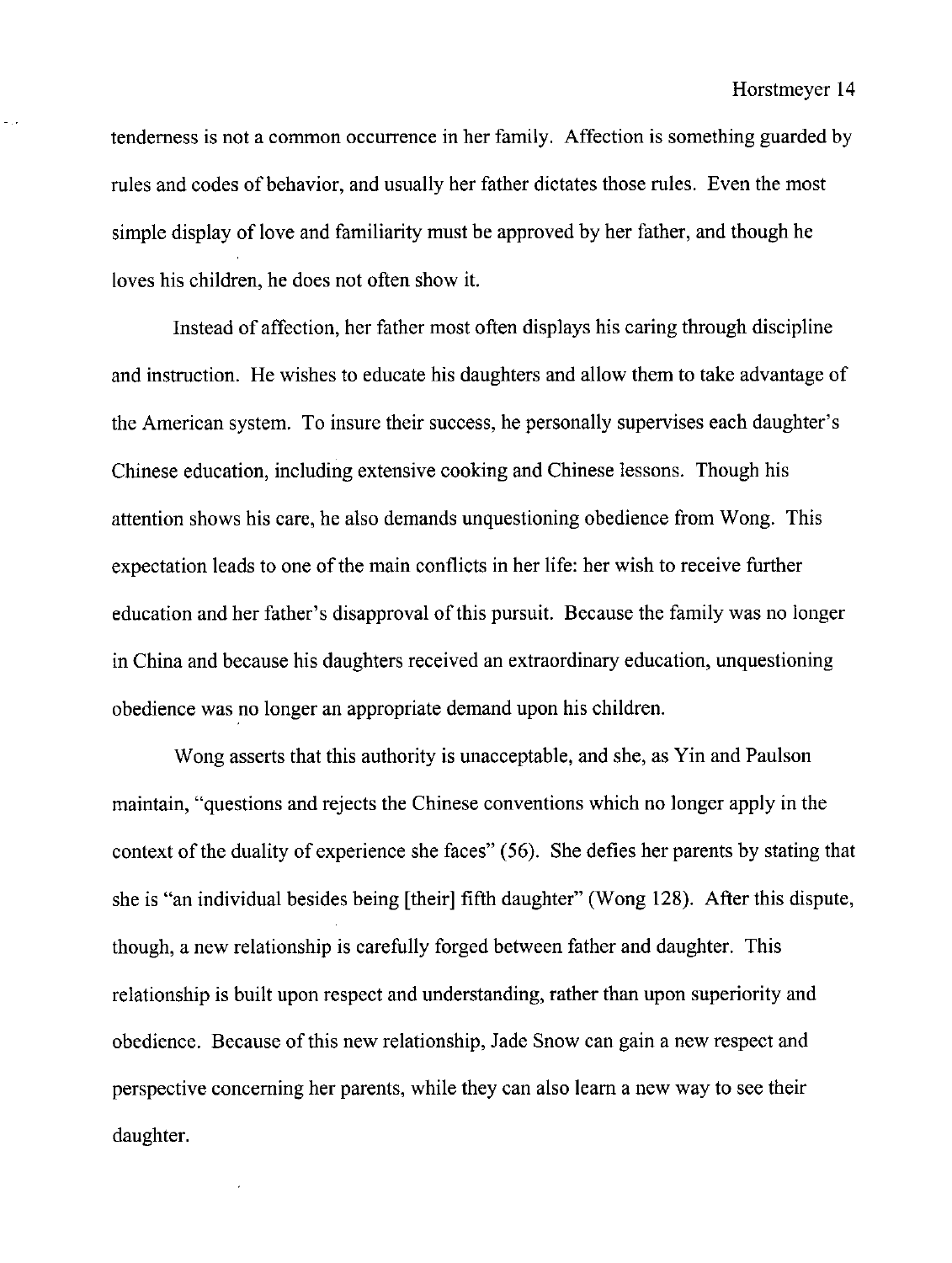tenderness is not a common occurrence in her family. Affection is something guarded by rules and codes of behavior, and usually her father dictates those rules. Even the most simple display of love and familiarity must be approved by her father, and though he loves his children, he does not often show it.

Instead of affection, her father most often displays his caring through discipline and instruction. He wishes to educate his daughters and allow them to take advantage of the American system. To insure their success, he personally supervises each daughter's Chinese education, including extensive cooking and Chinese lessons. Though his attention shows his care, he also demands unquestioning obedience from Wong. This expectation leads to one of the main conflicts in her life: her wish to receive further education and her father's disapproval of this pursuit. Because the family was no longer in China and because his daughters received an extraordinary education, unquestioning obedience was no longer an appropriate demand upon his children.

Wong asserts that this authority is unacceptable, and she, as Yin and Paulson maintain, "questions and rejects the Chinese conventions which no longer apply in the context of the duality of experience she faces" (56). She defies her parents by stating that she is "an individual besides being [their] fifth daughter" (Wong 128). After this dispute, though, a new relationship is carefully forged between father and daughter. This relationship is built upon respect and understanding, rather than upon superiority and obedience. Because of this new relationship, Jade Snow can gain a new respect and perspective concerning her parents, while they can also learn a new way to see their daughter.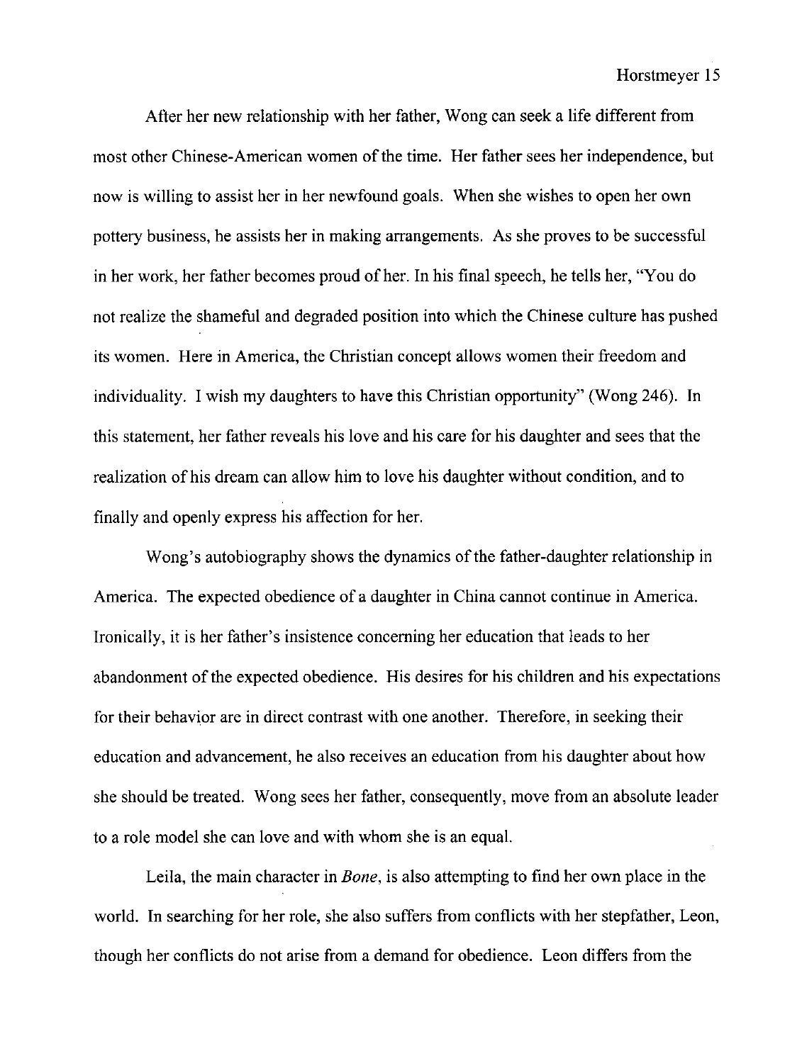After her new relationship with her father, Wong can seek a life different from most other Chinese-American women of the time. Her father sees her independence, but now is willing to assist her in her newfound goals. When she wishes to open her own pottery business, he assists her in making arrangements. As she proves to be successful in her work, her father becomes proud of her. In his final speech, he tells her, "You do not realize the shameful and degraded position into which the Chinese culture has pushed its women. Here in America, the Christian concept allows women their freedom and individuality. I wish my daughters to have this Christian opportunity" (Wong 246). In this statement, her father reveals his love and his care for his daughter and sees that the realization of his dream can allow him to love his daughter without condition, and to finally and openly express his affection for her.

Wong's autobiography shows the dynamics of the father-daughter relationship in America. The expected obedience of a daughter in China cannot continue in America. Ironically, it is her father's insistence concerning her education that leads to her abandonment of the expected obedience. His desires for his children and his expectations for their behavior are in direct contrast with one another. Therefore, in seeking their education and advancement, he also receives an education from his daughter about how she should be treated. Wong sees her father, consequently, move from an absolute leader to a role model she can love and with whom she is an equal.

Leila, the main character in *Bone*, is also attempting to find her own place in the world. In searching for her role, she also suffers from conflicts with her stepfather, Leon, though her conflicts do not arise from a demand for obedience. Leon differs from the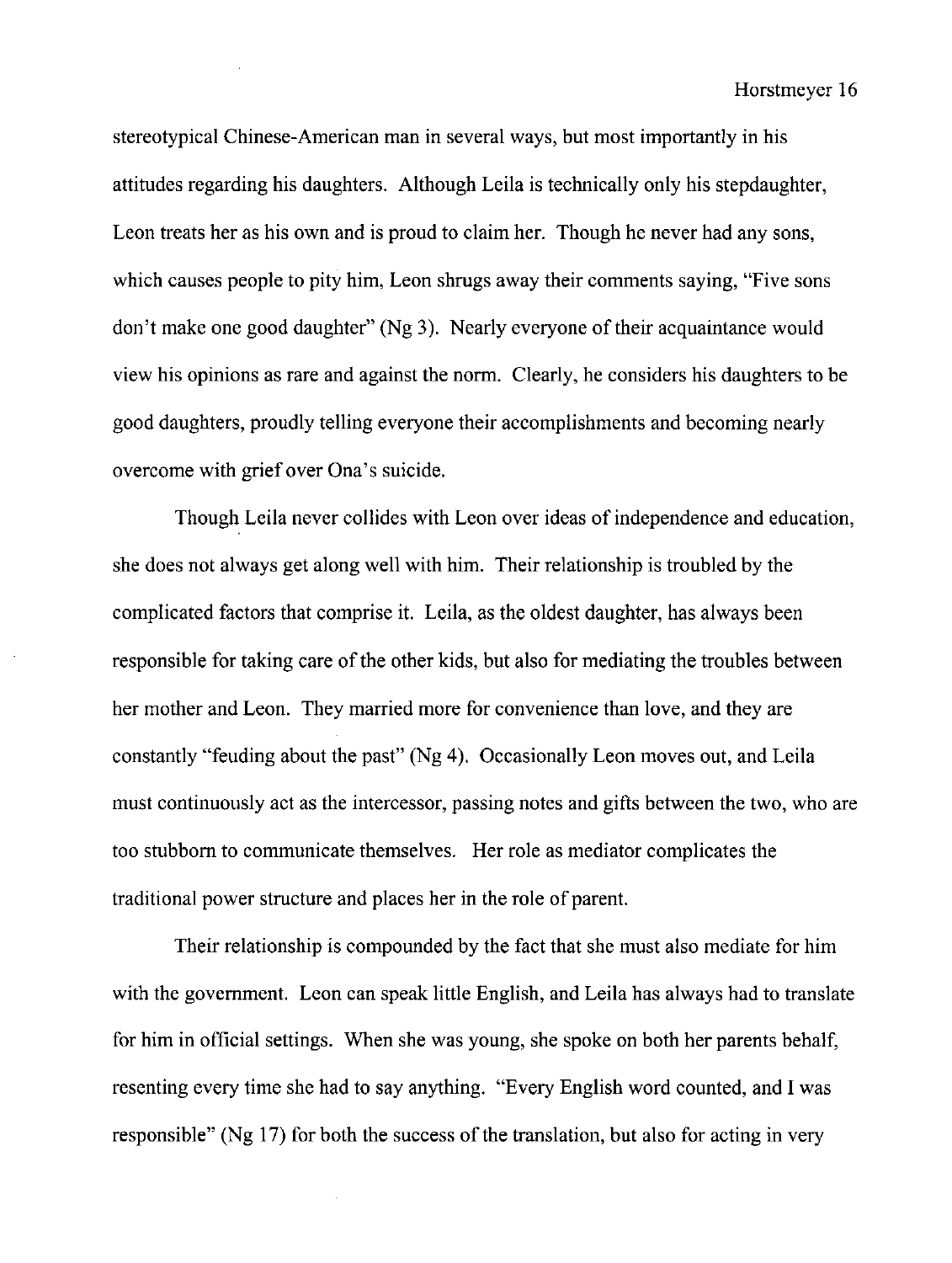stereotypical Chinese-American man in several ways, but most importantly in his attitudes regarding his daughters. Although Leila is technically only his stepdaughter, Leon treats her as his own and is proud to claim her. Though he never had any sons, which causes people to pity him, Leon shrugs away their comments saying, "Five sons don't make one good daughter" (Ng 3). Nearly everyone of their acquaintance would view his opinions as rare and against the norm. Clearly, he considers his daughters to be good daughters, proudly telling everyone their accomplishments and becoming nearly overcome with grief over Ona's suicide.

Though Leila never collides with Leon over ideas of independence and education, she does not always get along well with him. Their relationship is troubled by the complicated factors that comprise it. Leila, as the oldest daughter, has always been responsible for taking care of the other kids, but also for mediating the troubles between her mother and Leon. They married more for convenience than love, and they are constantly "feuding about the past" (Ng 4). Occasionally Leon moves out, and Leila must continuously act as the intercessor, passing notes and gifts between the two, who are too stubborn to communicate themselves. Her role as mediator complicates the traditional power structure and places her in the role of parent.

Their relationship is compounded by the fact that she must also mediate for him with the government. Leon can speak little English, and Leila has always had to translate for him in official settings. When she was young, she spoke on both her parents behalf, resenting every time she had to say anything. "Every English word counted, and I was responsible" (Ng 17) for both the success of the translation, but also for acting in very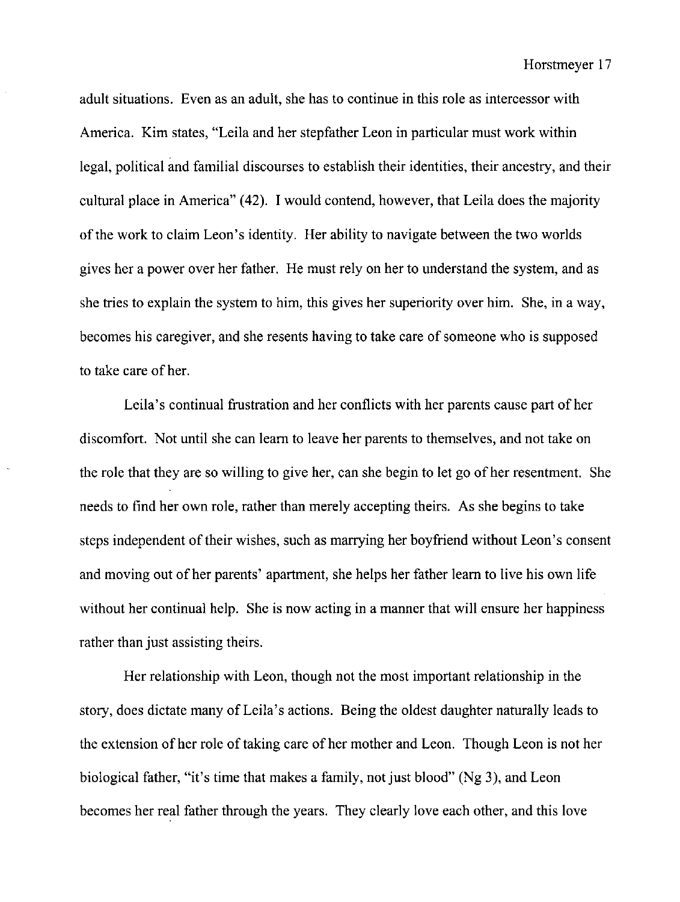adult situations. Even as an adult, she has to continue in this role as intercessor with America. Kim states, "Leila and her stepfather Leon in particular must work within legal, political and familial discourses to establish their identities, their ancestry, and their cultural place in America" (42). I would contend, however, that Leila does the majority of the work to claim Leon's identity. Her ability to navigate between the two worlds gives her a power over her father. He must rely on her to understand the system, and as she tries to explain the system to him, this gives her superiority over him. She, in a way, becomes his caregiver, and she resents having to take care of someone who is supposed to take care of her.

Leila's continual frustration and her conflicts with her parents cause part of her discomfort. Not until she can learn to leave her parents to themselves, and not take on the role that they are so willing to give her, can she begin to let go of her resentment. She needs to find her own role, rather than merely accepting theirs. As she begins to take steps independent of their wishes, such as marrying her boyfriend without Leon's consent and moving out of her parents' apartment, she helps her father learn to live his own life without her continual help. She is now acting in a manner that will ensure her happiness rather than just assisting theirs.

Her relationship with Leon, though not the most important relationship in the story, does dictate many of Leila's actions. Being the oldest daughter naturally leads to the extension of her role of taking care of her mother and Leon. Though Leon is not her biological father, "it's time that makes a family, not just blood" (Ng 3), and Leon becomes her real father through the years. They clearly love each other, and this love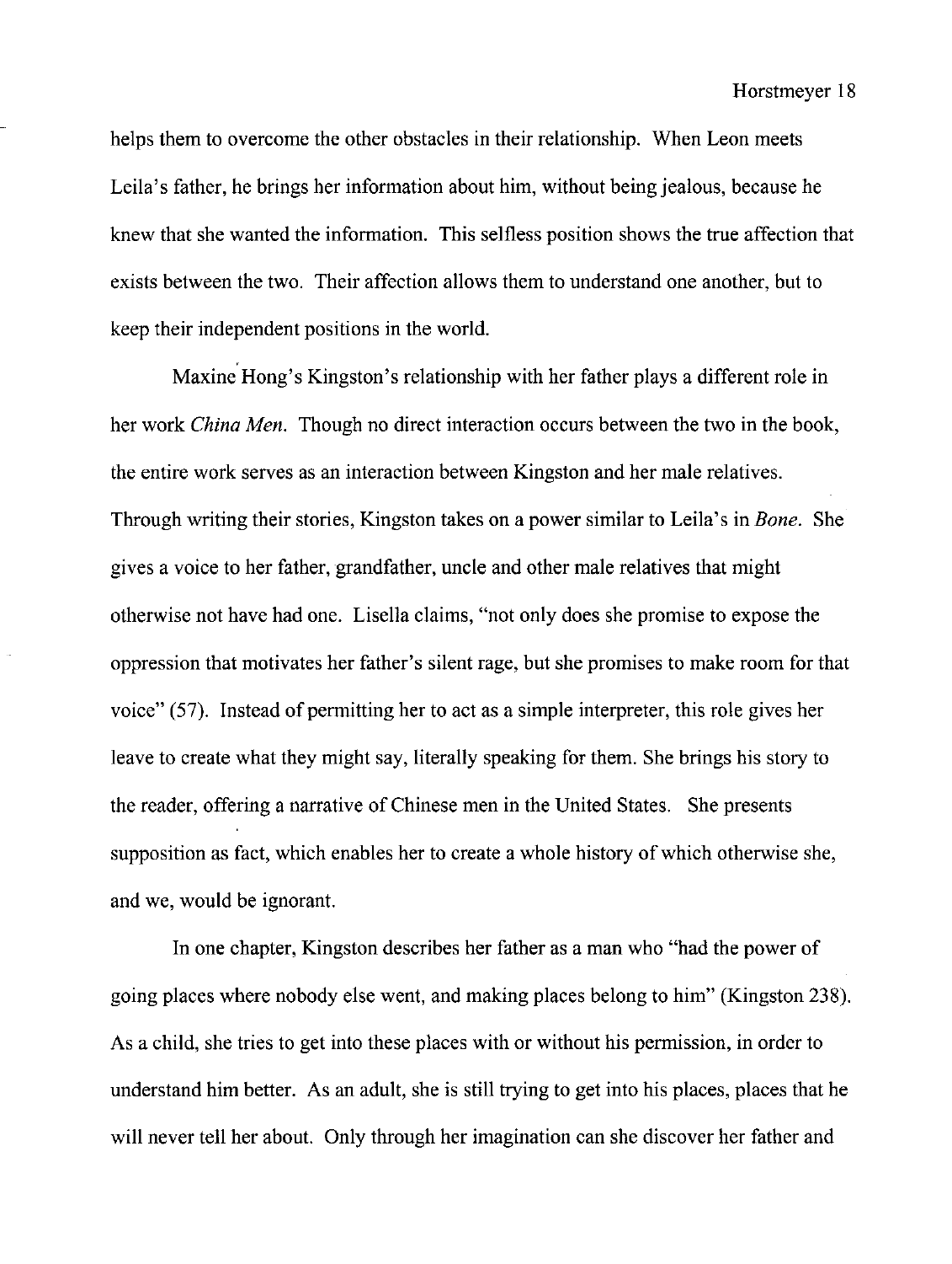helps them to overcome the other obstacles in their relationship. When Leon meets Leila's father, he brings her information about him, without being jealous, because he knew that she wanted the information. This selfless position shows the true affection that exists between the two. Their affection allows them to understand one another, but to keep their independent positions in the world.

Maxine Hong's Kingston's relationship with her father plays a different role in her work *China Men*. Though no direct interaction occurs between the two in the book, the entire work serves as an interaction between Kingston and her male relatives. Through writing their stories, Kingston takes on a power similar to Leila's in *Bone*. She gives a voice to her father, grandfather, uncle and other male relatives that might otherwise not have had one. Lisella claims, "not only does she promise to expose the oppression that motivates her father's silent rage, but she promises to make room for that voice" (57). Instead of permitting her to act as a simple interpreter, this role gives her leave to create what they might say, literally speaking for them. She brings his story to the reader, offering a narrative of Chinese men in the United States. She presents supposition as fact, which enables her to create a whole history of which otherwise she, and we, would be ignorant.

In one chapter, Kingston describes her father as a man who "had the power of going places where nobody else went, and making places belong to him" (Kingston 238). As a child, she tries to get into these places with or without his permission, in order to understand him better. As an adult, she is still trying to get into his places, places that he will never tell her about. Only through her imagination can she discover her father and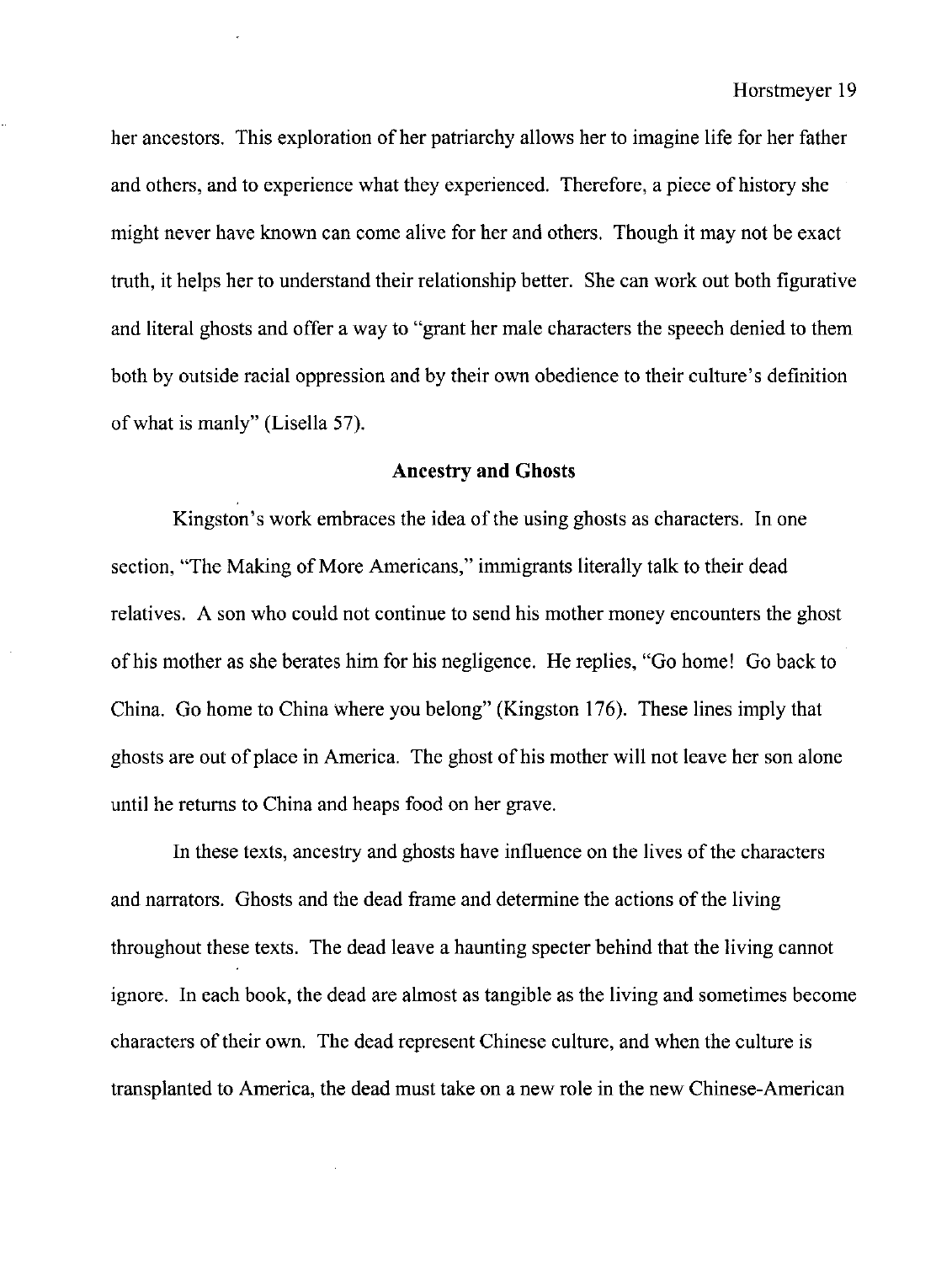her ancestors. This exploration of her patriarchy allows her to imagine life for her father and others, and to experience what they experienced. Therefore, a piece of history she might never have known can come alive for her and others. Though it may not be exact truth, it helps her to understand their relationship better. She can work out both figurative and literal ghosts and offer a way to "grant her male characters the speech denied to them both by outside racial oppression and by their own obedience to their culture's definition of what is manly" (Lisella 57).

## Ancestry and Ghosts

Kingston's work embraces the idea of the using ghosts as characters. In one section, "The Making of More Americans," immigrants literally talk to their dead relatives. A son who could not continue to send his mother money encounters the ghost of his mother as she berates him for his negligence. He replies, "Go home! Go back to China. Go home to China where you belong" (Kingston 176). These lines imply that ghosts are out of place in America. The ghost of his mother will not leave her son alone until he returns to China and heaps food on her grave.

In these texts, ancestry and ghosts have influence on the lives of the characters and narrators. Ghosts and the dead frame and determine the actions of the living throughout these texts. The dead leave a haunting specter behind that the living cannot ignore. In each book, the dead are almost as tangible as the living and sometimes become characters of their own. The dead represent Chinese culture, and when the culture is transplanted to America, the dead must take on a new role in the new Chinese-American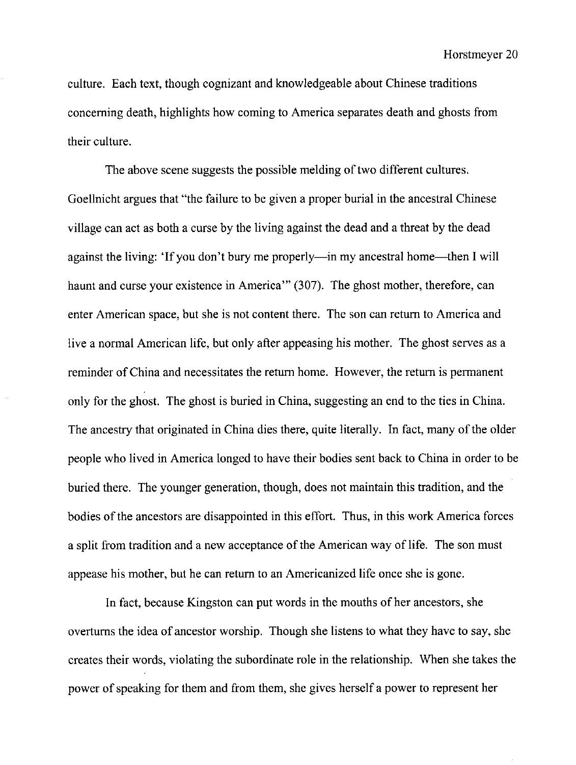culture. Each text, though cognizant and knowledgeable about Chinese traditions concerning death, highlights how coming to America separates death and ghosts from their culture.

The above scene suggests the possible melding of two different cultures. Goellnicht argues that "the failure to be given a proper burial in the ancestral Chinese village can act as both a curse by the living against the dead and a threat by the dead against the living: 'If you don't bury me properly—in my ancestral home—then I will haunt and curse your existence in America'" (307). The ghost mother, therefore, can enter American space, but she is not content there. The son can return to America and live a normal American life, but only after appeasing his mother. The ghost serves as a reminder of China and necessitates the return home. However, the return is permanent only for the ghost. The ghost is buried in China, suggesting an end to the ties in China. The ancestry that originated in China dies there, quite literally. In fact, many of the older people who lived in America longed to have their bodies sent back to China in order to be buried there. The younger generation, though, does not maintain this tradition, and the bodies of the ancestors are disappointed in this effort. Thus, in this work America forces a split from tradition and a new acceptance of the American way of life. The son must appease his mother, but he can return to an Americanized life once she is gone.

In fact, because Kingston can put words in the mouths of her ancestors, she overturns the idea of ancestor worship. Though she listens to what they have to say, she creates their words, violating the subordinate role in the relationship. When she takes the power of speaking for them and from them, she gives herself a power to represent her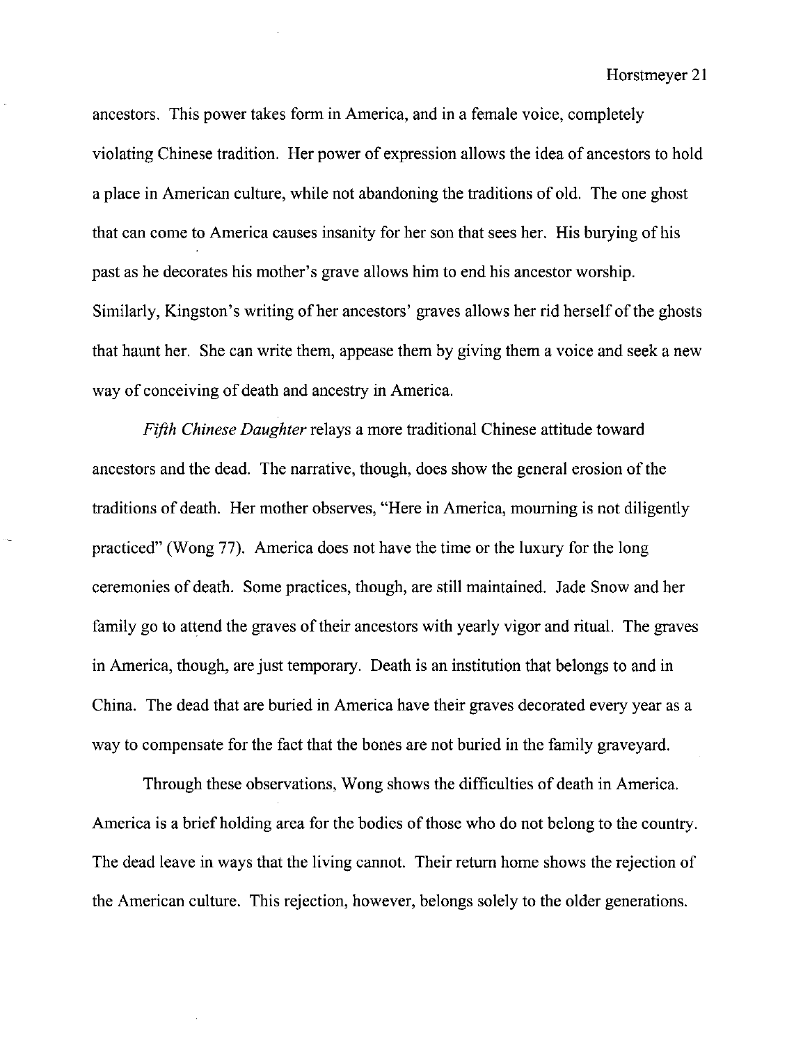ancestors. This power takes form in America, and in a female voice, completely violating Chinese tradition. Her power of expression allows the idea of ancestors to hold a place in American culture, while not abandoning the traditions of old. The one ghost that can come to America causes insanity for her son that sees her. His burying of his past as he decorates his mother's grave allows him to end his ancestor worship. Similarly, Kingston's writing of her ancestors' graves allows her rid herself of the ghosts that haunt her. She can write them, appease them by giving them a voice and seek a new way of conceiving of death and ancestry in America.

*Fifth Chinese Daughter* relays a more traditional Chinese attitude toward ancestors and the dead. The narrative, though, does show the general erosion of the traditions of death. Her mother observes, "Here in America, mourning is not diligently practiced" (Wong 77). America does not have the time or the luxury for the long ceremonies of death. Some practices, though, are still maintained. Jade Snow and her family go to attend the graves of their ancestors with yearly vigor and ritual. The graves in America, though, are just temporary. Death is an institution that belongs to and in China. The dead that are buried in America have their graves decorated every year as a way to compensate for the fact that the bones are not buried in the family graveyard.

Through these observations, Wong shows the difficulties of death in America. America is a brief holding area for the bodies of those who do not belong to the country. The dead leave in ways that the living cannot. Their return home shows the rejection of the American culture. This rejection, however, belongs solely to the older generations.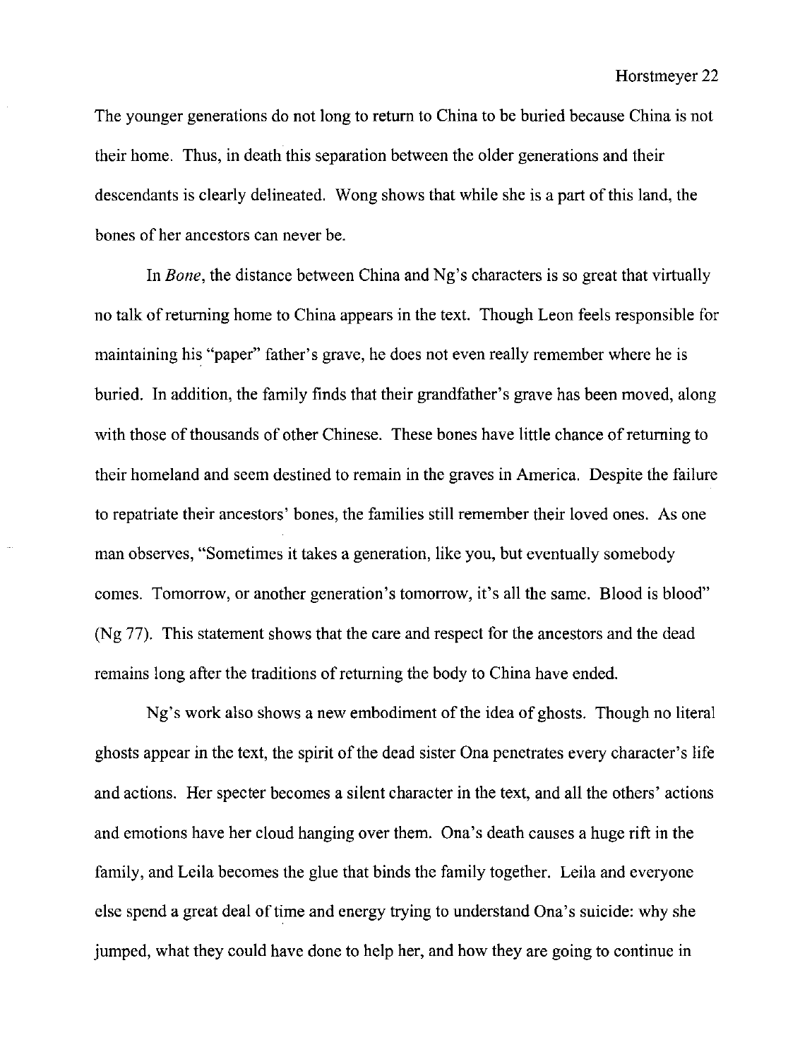The younger generations do not long to return to China to be buried because China is not their home. Thus, in death this separation between the older generations and their descendants is clearly delineated. Wong shows that while she is a part of this land, the bones of her ancestors can never be.

In *Bone*, the distance between China and Ng's characters is so great that virtually no talk of returning home to China appears in the text. Though Leon feels responsible for maintaining his "paper" father's grave, he does not even really remember where he is buried. In addition, the family finds that their grandfather's grave has been moved, along with those of thousands of other Chinese. These bones have little chance of returning to their homeland and seem destined to remain in the graves in America. Despite the failure to repatriate their ancestors' bones, the families still remember their loved ones. As one man observes, "Sometimes it takes a generation, like you, but eventually somebody comes. Tomorrow, or another generation's tomorrow, it's all the same. Blood is blood" (Ng 77). This statement shows that the care and respect for the ancestors and the dead remains long after the traditions of returning the body to China have ended.

Ng's work also shows a new embodiment of the idea of ghosts. Though no literal ghosts appear in the text, the spirit of the dead sister Ona penetrates every character's life and actions. Her specter becomes a silent character in the text, and all the others' actions and emotions have her cloud hanging over them. Ona's death causes a huge rift in the family, and Leila becomes the glue that binds the family together. Leila and everyone else spend a great deal of time and energy trying to understand Ona's suicide: why she jumped, what they could have done to help her, and how they are going to continue in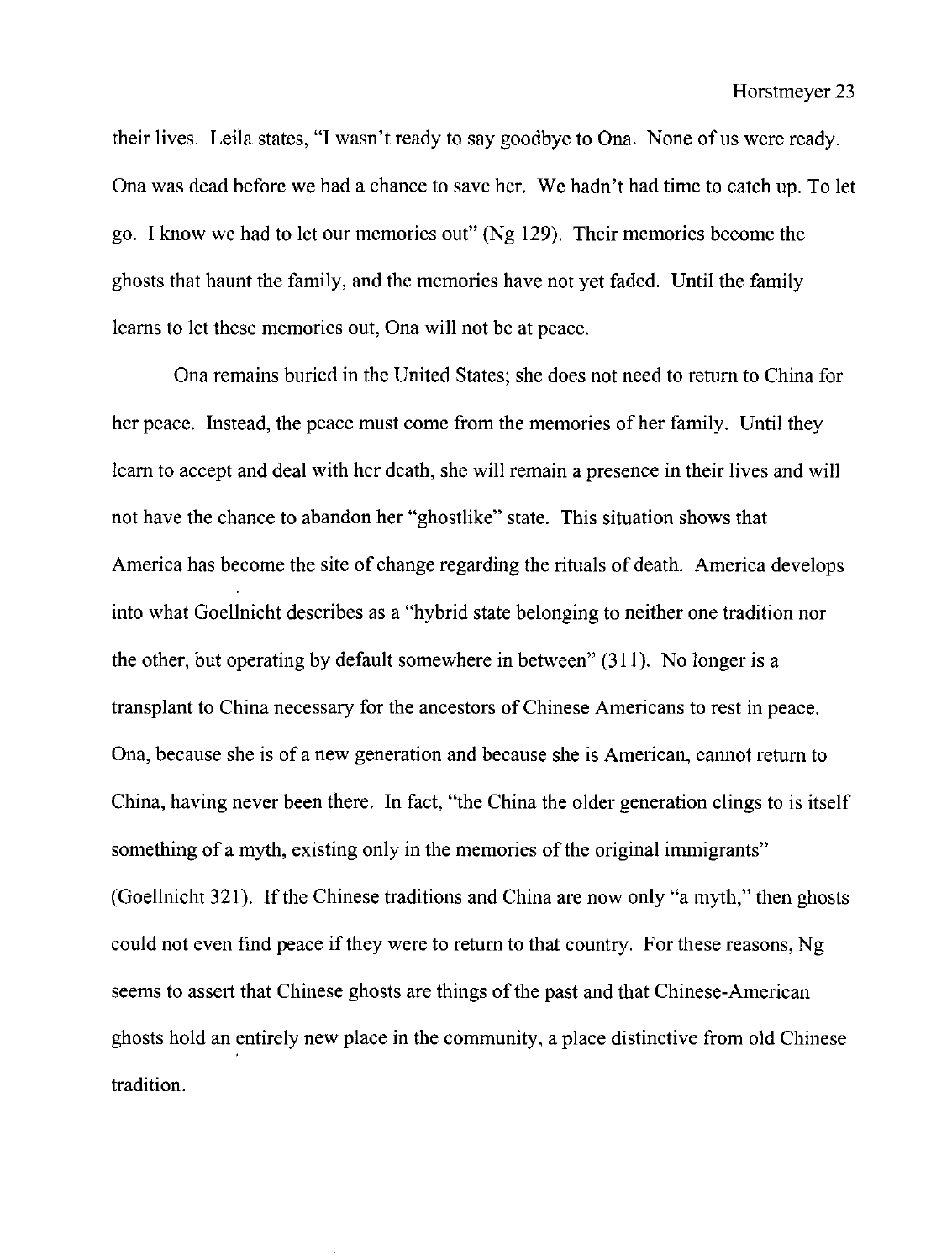their lives. Leila states, "I wasn't ready to say goodbye to Ona. None of us were ready. Ona was dead before we had a chance to save her. We hadn't had time to catch up. To let go. I know we had to let our memories out" (Ng 129). Their memories become the ghosts that haunt the family, and the memories have not yet faded. Until the family learns to let these memories out, Ona will not be at peace.

Ona remains buried in the United States; she does not need to return to China for her peace. Instead, the peace must come from the memories of her family. Until they learn to accept and deal with her death, she will remain a presence in their lives and will not have the chance to abandon her "ghostlike" state. This situation shows that America has become the site of change regarding the rituals of death. America develops into what Goellnicht describes as a "hybrid state belonging to neither one tradition nor the other, but operating by default somewhere in between" (311). No longer is a transplant to China necessary for the ancestors of Chinese Americans to rest in peace. Ona, because she is of a new generation and because she is American, cannot return to China, having never been there. In fact, "the China the older generation clings to is itself something of a myth, existing only in the memories of the original immigrants" (Goellnicht 321). If the Chinese traditions and China are now only "a myth," then ghosts could not even find peace if they were to return to that country. For these reasons, Ng seems to assert that Chinese ghosts are things of the past and that Chinese-American ghosts hold an entirely new place in the community, a place distinctive from old Chinese tradition.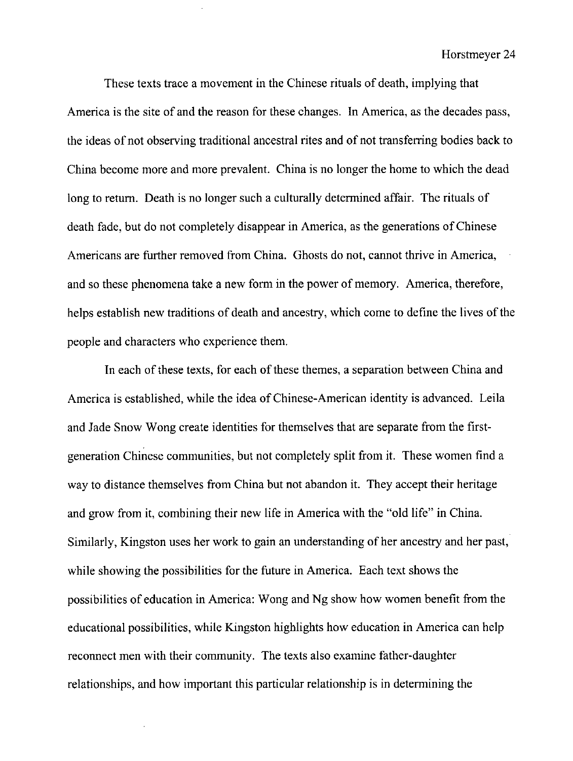These texts trace a movement in the Chinese rituals of death, implying that America is the site of and the reason for these changes. In America, as the decades pass, the ideas of not observing traditional ancestral rites and of not transferring bodies back to China become more and more prevalent. China is no longer the home to which the dead long to return. Death is no longer such a culturally determined affair. The rituals of death fade, but do not completely disappear in America, as the generations of Chinese Americans are further removed from China. Ghosts do not, cannot thrive in America, and so these phenomena take a new form in the power of memory. America, therefore, helps establish new traditions of death and ancestry, which come to define the lives of the people and characters who experience them.

In each of these texts, for each of these themes, a separation between China and America is established, while the idea of Chinese-American identity is advanced. Leila and Jade Snow Wong create identities for themselves that are separate from the first-generation Chinese communities, but not completely split from it. These women find a way to distance themselves from China but not abandon it. They accept their heritage and grow from it, combining their new life in America with the "old life" in China. Similarly, Kingston uses her work to gain an understanding of her ancestry and her past, while showing the possibilities for the future in America. Each text shows the possibilities of education in America: Wong and Ng show how women benefit from the educational possibilities, while Kingston highlights how education in America can help reconnect men with their community. The texts also examine father-daughter relationships, and how important this particular relationship is in determining the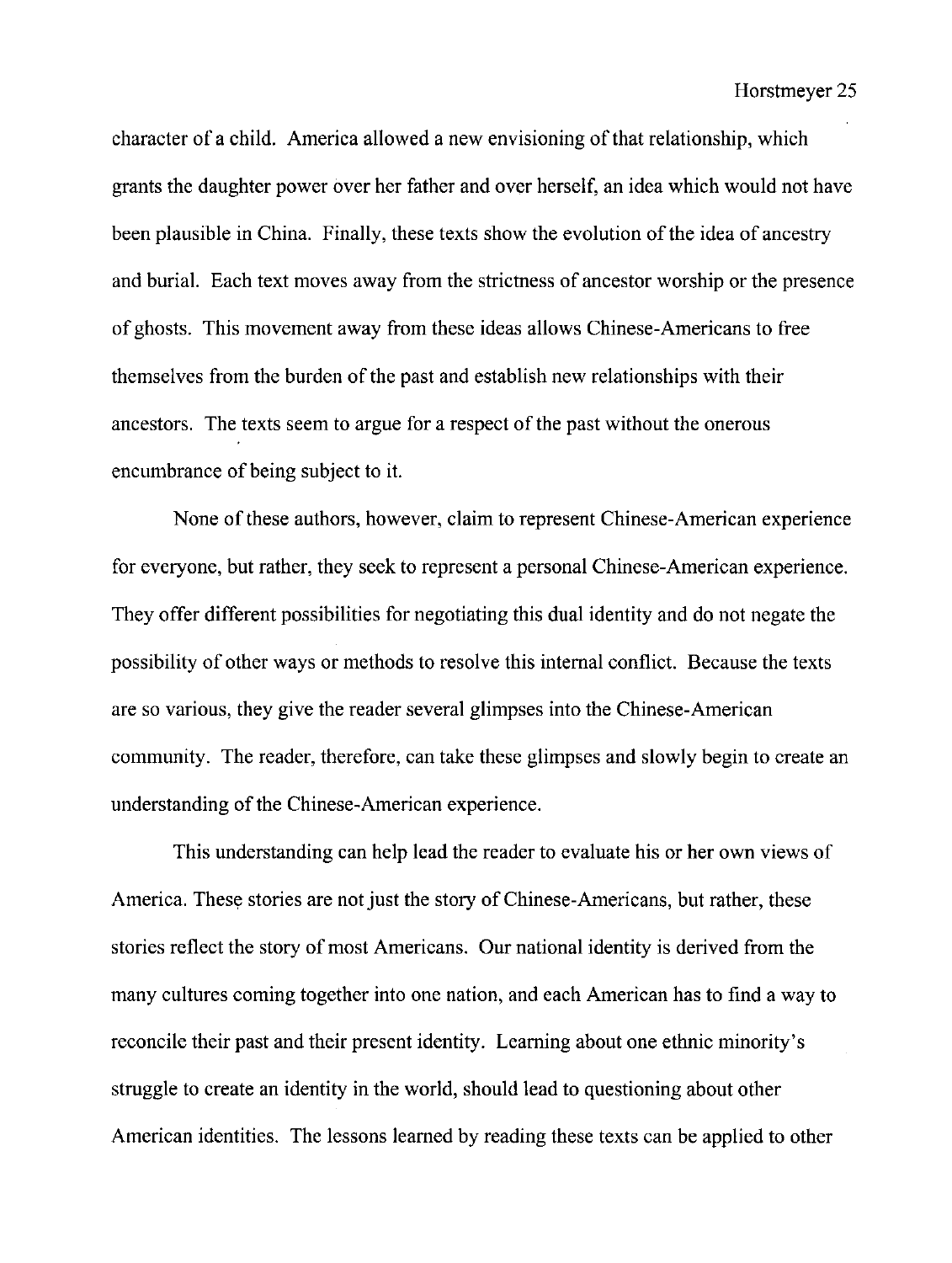character of a child. America allowed a new envisioning of that relationship, which grants the daughter power over her father and over herself, an idea which would not have been plausible in China. Finally, these texts show the evolution of the idea of ancestry and burial. Each text moves away from the strictness of ancestor worship or the presence of ghosts. This movement away from these ideas allows Chinese-Americans to free themselves from the burden of the past and establish new relationships with their ancestors. The texts seem to argue for a respect of the past without the onerous encumbrance of being subject to it.

None of these authors, however, claim to represent Chinese-American experience for everyone, but rather, they seek to represent a personal Chinese-American experience. They offer different possibilities for negotiating this dual identity and do not negate the possibility of other ways or methods to resolve this internal conflict. Because the texts are so various, they give the reader several glimpses into the Chinese-American community. The reader, therefore, can take these glimpses and slowly begin to create an understanding of the Chinese-American experience.

This understanding can help lead the reader to evaluate his or her own views of America. These stories are not just the story of Chinese-Americans, but rather, these stories reflect the story of most Americans. Our national identity is derived from the many cultures coming together into one nation, and each American has to find a way to reconcile their past and their present identity. Learning about one ethnic minority's struggle to create an identity in the world, should lead to questioning about other American identities. The lessons learned by reading these texts can be applied to other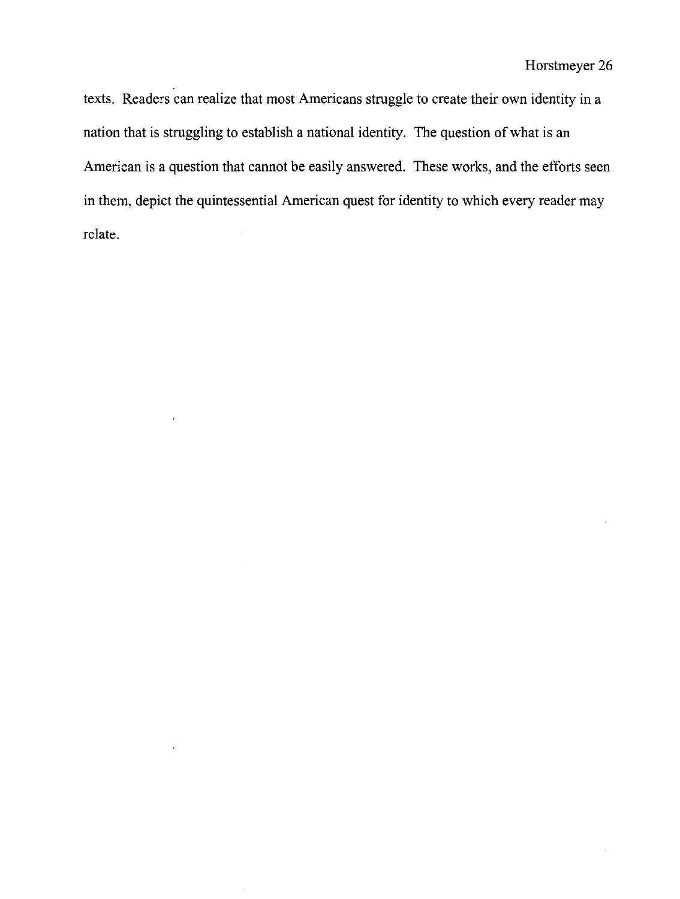texts. Readers can realize that most Americans struggle to create their own identity in a nation that is struggling to establish a national identity. The question of what is an American is a question that cannot be easily answered. These works, and the efforts seen in them, depict the quintessential American quest for identity to which every reader may relate.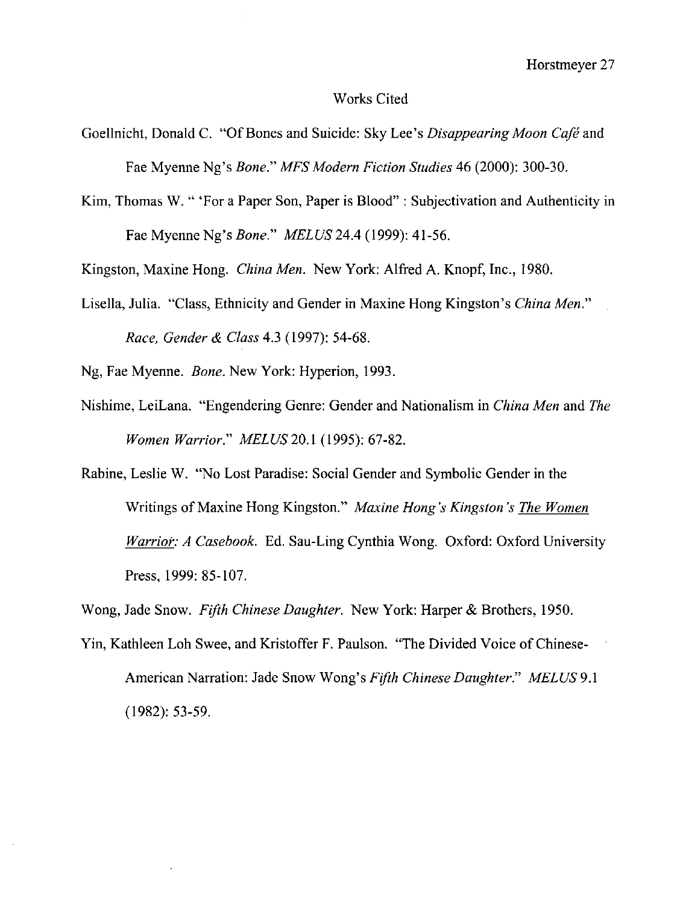# Works Cited

Goellnicht, Donald C. "Of Bones and Suicide: Sky Lee's *Disappearing Moon Café* and Fae Myenne Ng's *Bone*." *MFS Modern Fiction Studies* 46 (2000): 300-30.

Kim, Thomas W. " 'For a Paper Son, Paper is Blood" : Subjectivation and Authenticity in Fae Myenne Ng's *Bone*." *MELUS* 24.4 (1999): 41-56.

Kingston, Maxine Hong. *China Men*. New York: Alfred A. Knopf, Inc., 1980.

Lisella, Julia. "Class, Ethnicity and Gender in Maxine Hong Kingston's *China Men*." *Race, Gender & Class* 4.3 (1997): 54-68.

Ng, Fae Myenne. *Bone*. New York: Hyperion, 1993.

Nishime, LeiLana. "Engendering Genre: Gender and Nationalism in *China Men* and *The Women Warrior*." *MELUS* 20.1 (1995): 67-82.

Rabine, Leslie W. "No Lost Paradise: Social Gender and Symbolic Gender in the Writings of Maxine Hong Kingston." *Maxine Hong's Kingston's The Women Warrior: A Casebook*. Ed. Sau-Ling Cynthia Wong. Oxford: Oxford University Press, 1999: 85-107.

Wong, Jade Snow. *Fifth Chinese Daughter*. New York: Harper & Brothers, 1950.

Yin, Kathleen Loh Swee, and Kristoffer F. Paulson. "The Divided Voice of Chinese-American Narration: Jade Snow Wong's *Fifth Chinese Daughter*." *MELUS* 9.1 (1982): 53-59.